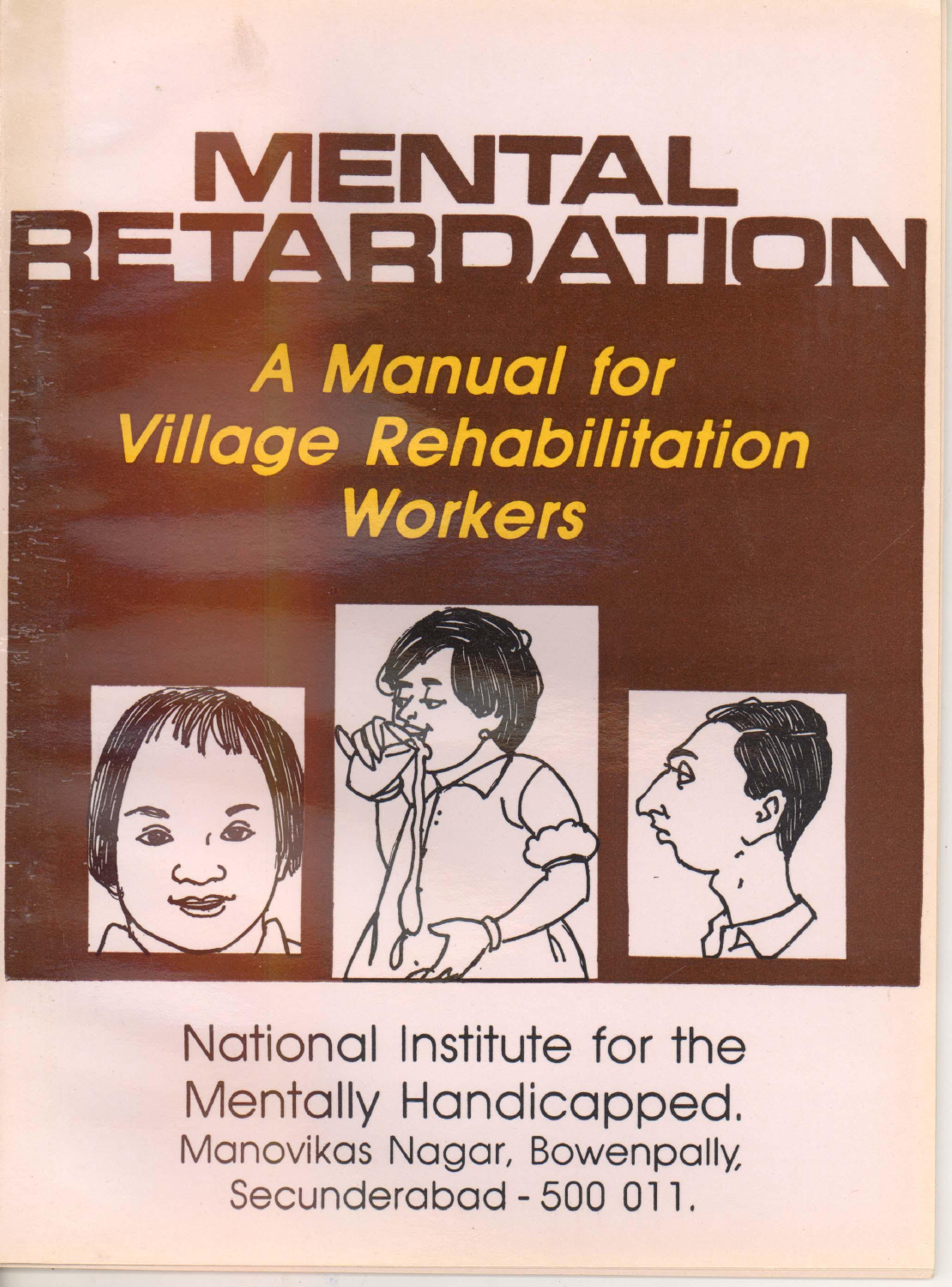# MENTAL RETARDATION

## *A Manual for Village Rehabilitation Workers*

National Institute for the Mentally Handicapped.
Manovikas Nagar, Bowenpally,
Secunderabad - 500 011.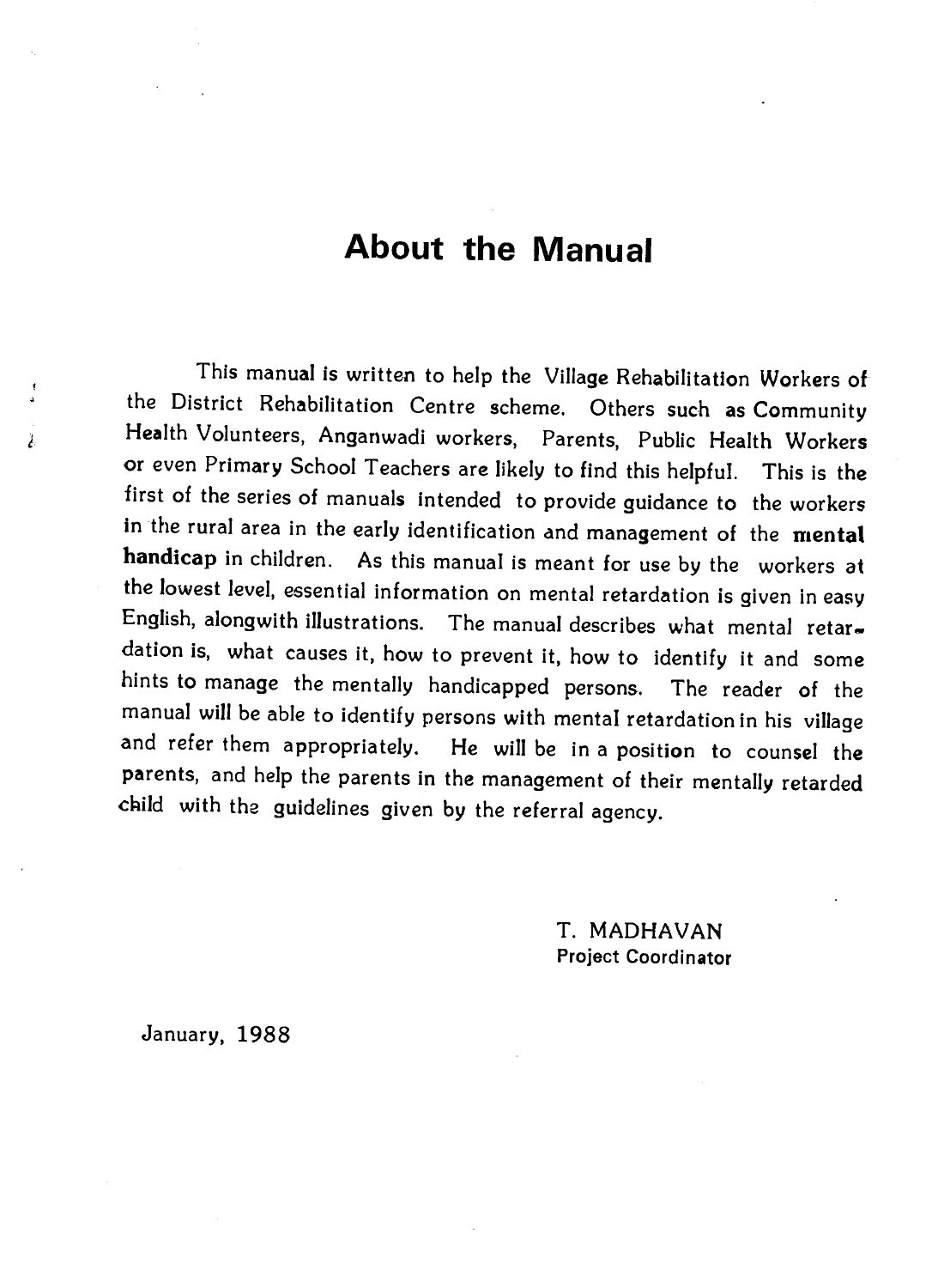# About the Manual

This manual is written to help the Village Rehabilitation Workers of the District Rehabilitation Centre scheme. Others such as Community Health Volunteers, Anganwadi workers, Parents, Public Health Workers or even Primary School Teachers are likely to find this helpful. This is the first of the series of manuals intended to provide guidance to the workers in the rural area in the early identification and management of the **mental handicap** in children. As this manual is meant for use by the workers at the lowest level, essential information on mental retardation is given in easy English, alongwith illustrations. The manual describes what mental retardation is, what causes it, how to prevent it, how to identify it and some hints to manage the mentally handicapped persons. The reader of the manual will be able to identify persons with mental retardation in his village and refer them appropriately. He will be in a position to counsel the parents, and help the parents in the management of their mentally retarded child with the guidelines given by the referral agency.

T. MADHAVAN
**Project Coordinator**

January, 1988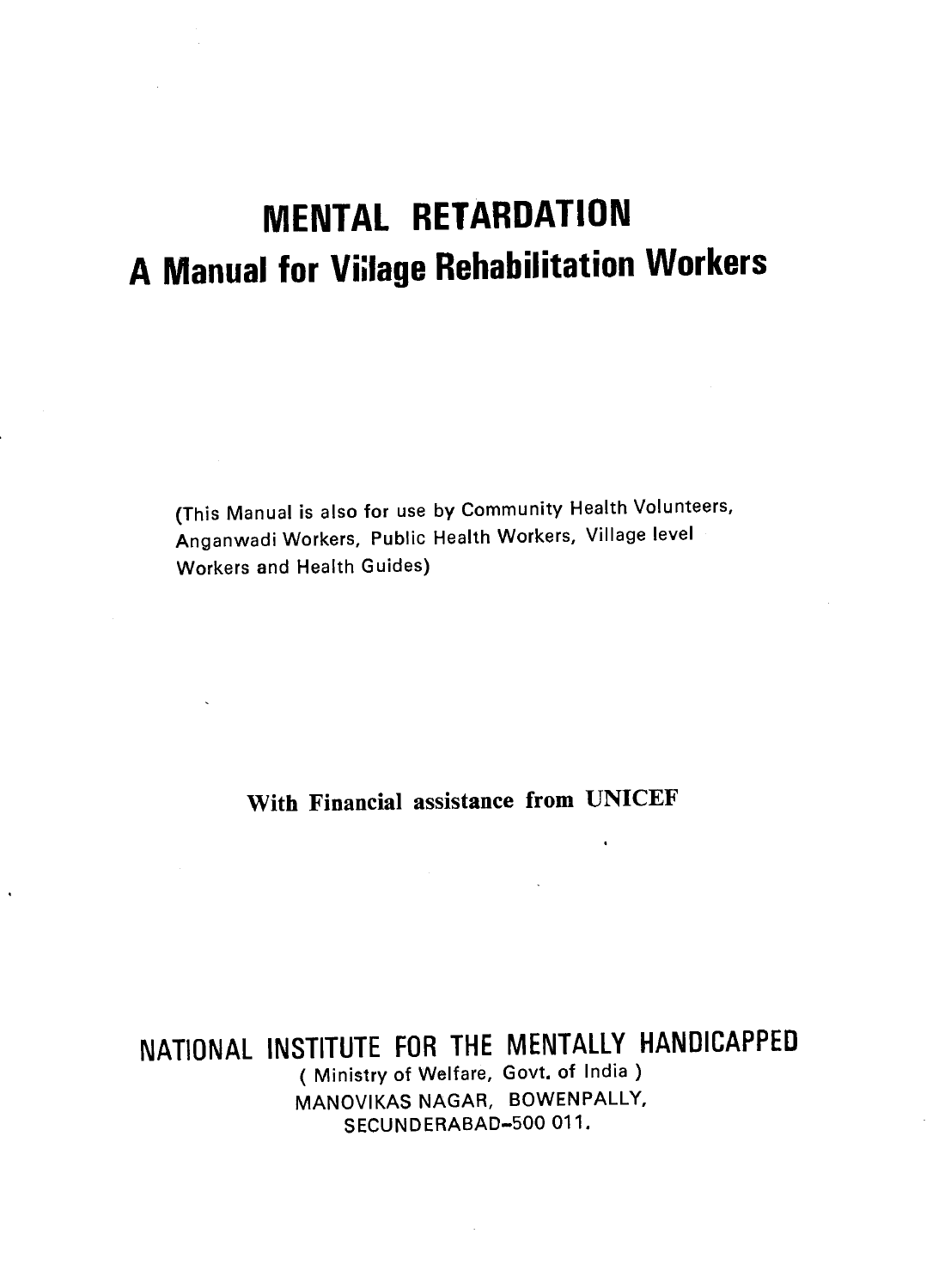# MENTAL RETARDATION

## A Manual for Village Rehabilitation Workers

(This Manual is also for use by Community Health Volunteers, Anganwadi Workers, Public Health Workers, Village level Workers and Health Guides)

**With Financial assistance from UNICEF**

NATIONAL INSTITUTE FOR THE MENTALLY HANDICAPPED

( Ministry of Welfare, Govt. of India )

MANOVIKAS NAGAR, BOWENPALLY,

SECUNDERABAD-500 011.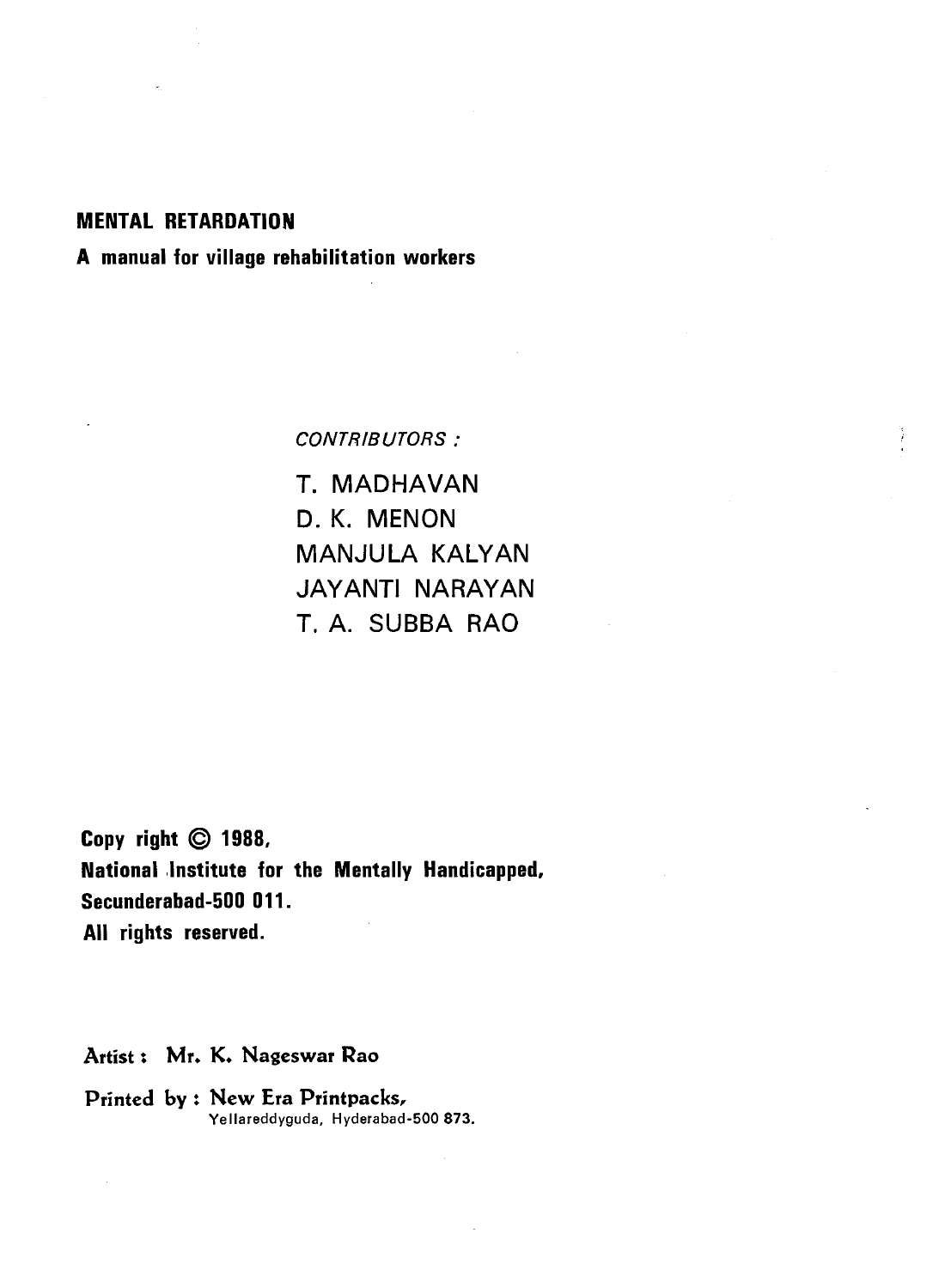**MENTAL RETARDATION**

**A manual for village rehabilitation workers**

*CONTRIBUTORS :*

T. MADHAVAN
D. K. MENON
MANJULA KALYAN
JAYANTI NARAYAN
T. A. SUBBA RAO

**Copy right © 1988,**
**National Institute for the Mentally Handicapped,**
**Secunderabad-500 011.**
**All rights reserved.**

Artist : Mr. K. Nageswar Rao

Printed by : New Era Printpacks,
Yellareddyguda, Hyderabad-500 873.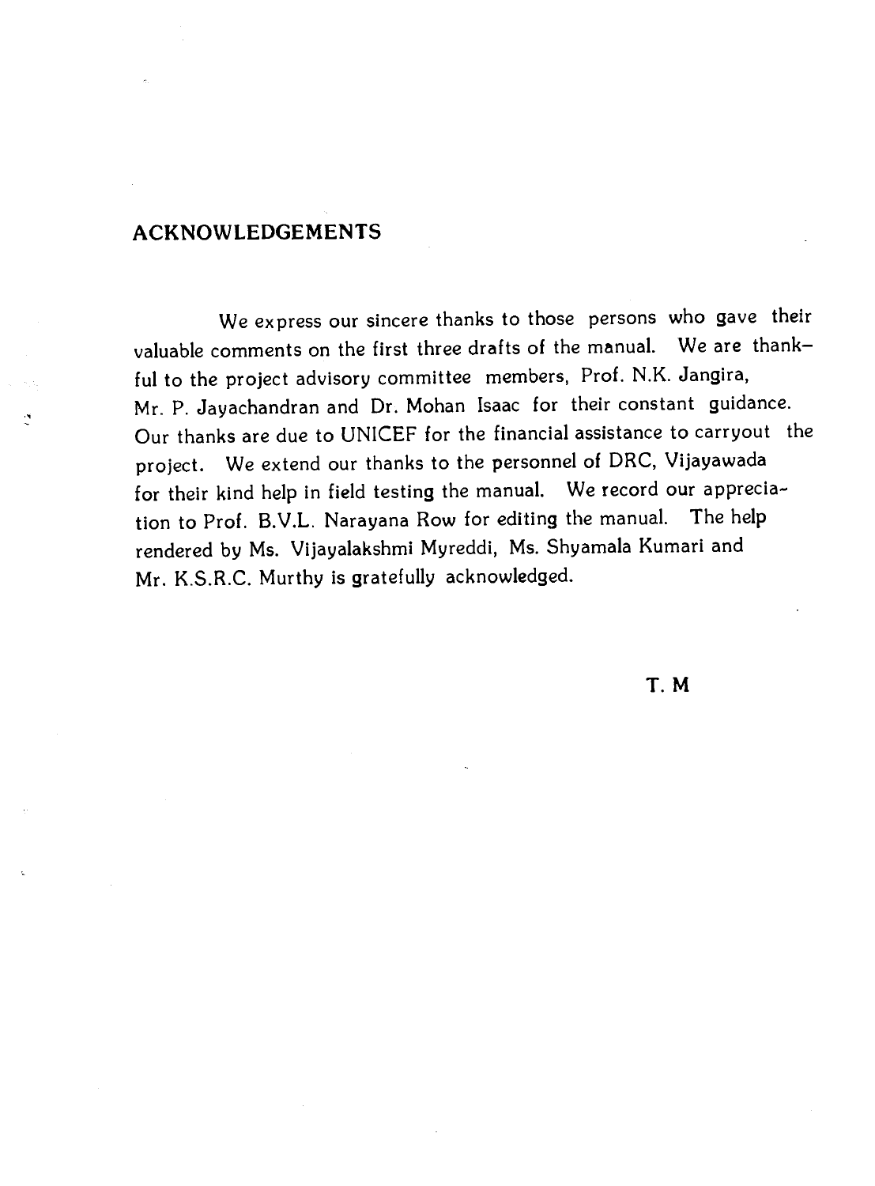## ACKNOWLEDGEMENTS

We express our sincere thanks to those persons who gave their valuable comments on the first three drafts of the manual. We are thankful to the project advisory committee members, Prof. N.K. Jangira, Mr. P. Jayachandran and Dr. Mohan Isaac for their constant guidance. Our thanks are due to UNICEF for the financial assistance to carryout the project. We extend our thanks to the personnel of DRC, Vijayawada for their kind help in field testing the manual. We record our appreciation to Prof. B.V.L. Narayana Row for editing the manual. The help rendered by Ms. Vijayalakshmi Myreddi, Ms. Shyamala Kumari and Mr. K.S.R.C. Murthy is gratefully acknowledged.

T. M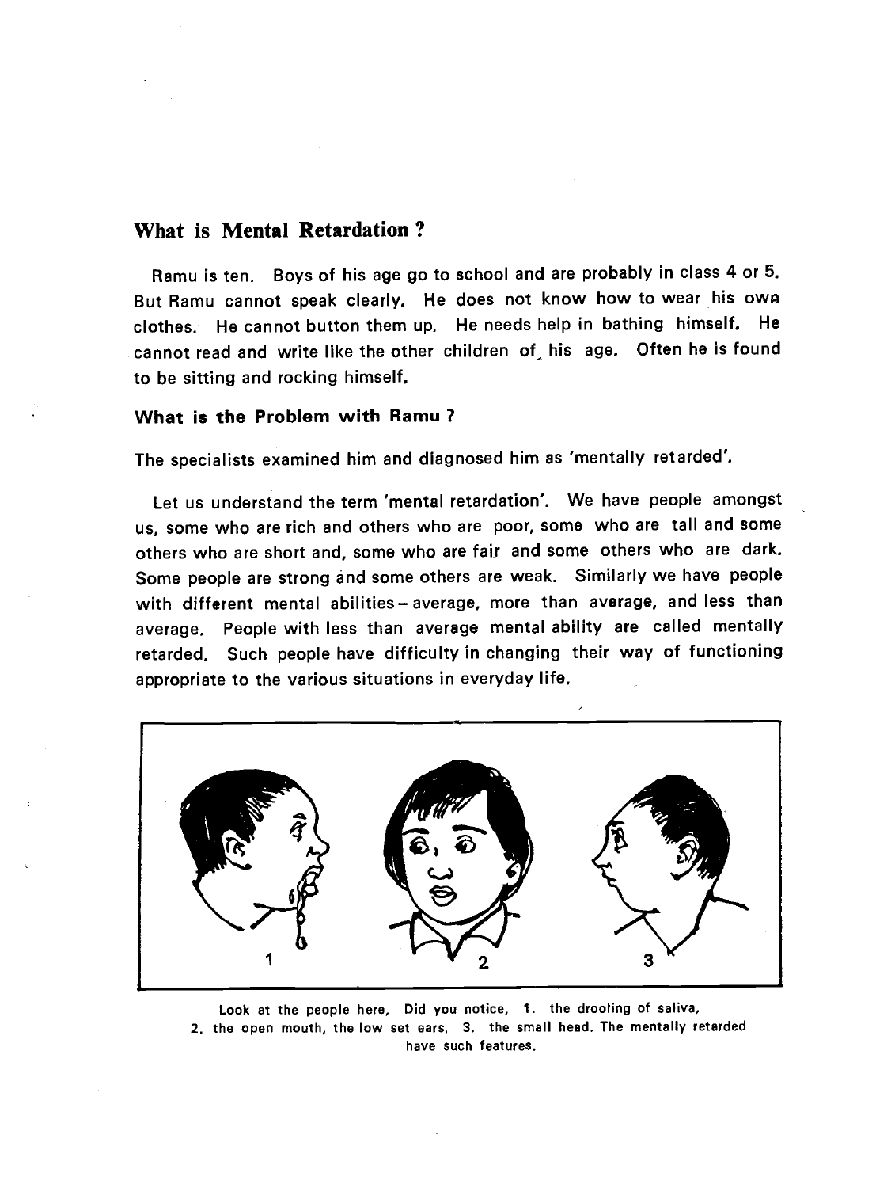## What is Mental Retardation ?

Ramu is ten. Boys of his age go to school and are probably in class 4 or 5. But Ramu cannot speak clearly. He does not know how to wear his own clothes. He cannot button them up. He needs help in bathing himself. He cannot read and write like the other children of his age. Often he is found to be sitting and rocking himself.

### What is the Problem with Ramu ?

The specialists examined him and diagnosed him as 'mentally retarded'.

Let us understand the term 'mental retardation'. We have people amongst us, some who are rich and others who are poor, some who are tall and some others who are short and, some who are fair and some others who are dark. Some people are strong and some others are weak. Similarly we have people with different mental abilities – average, more than average, and less than average. People with less than average mental ability are called mentally retarded. Such people have difficulty in changing their way of functioning appropriate to the various situations in everyday life.

Look at the people here, Did you notice, 1. the drooling of saliva, 2. the open mouth, the low set ears, 3. the small head. The mentally retarded have such features.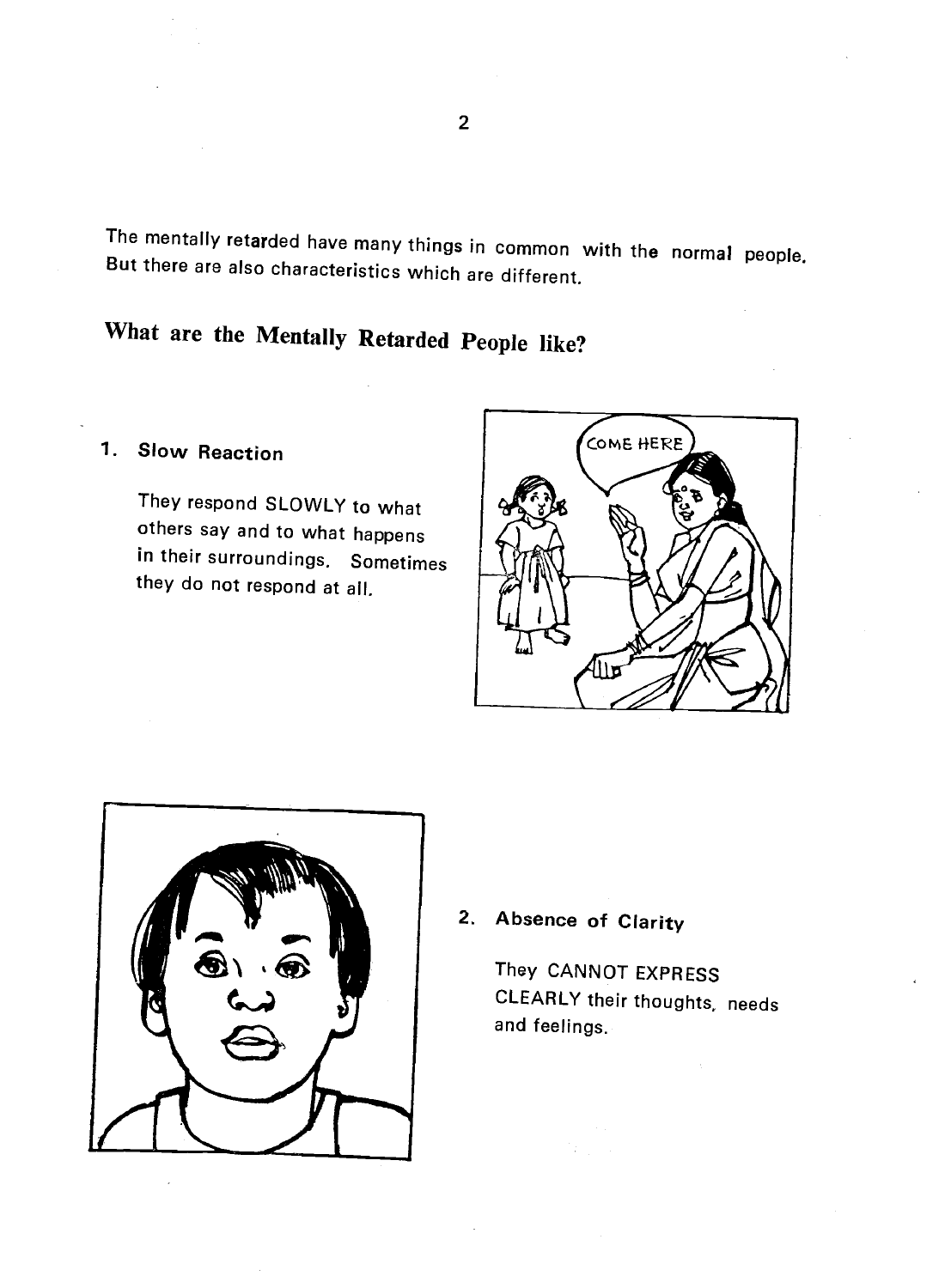The mentally retarded have many things in common with the normal people. But there are also characteristics which are different.

## What are the Mentally Retarded People like?

### 1. Slow Reaction

They respond SLOWLY to what others say and to what happens in their surroundings. Sometimes they do not respond at all.

### 2. Absence of Clarity

They CANNOT EXPRESS CLEARLY their thoughts, needs and feelings.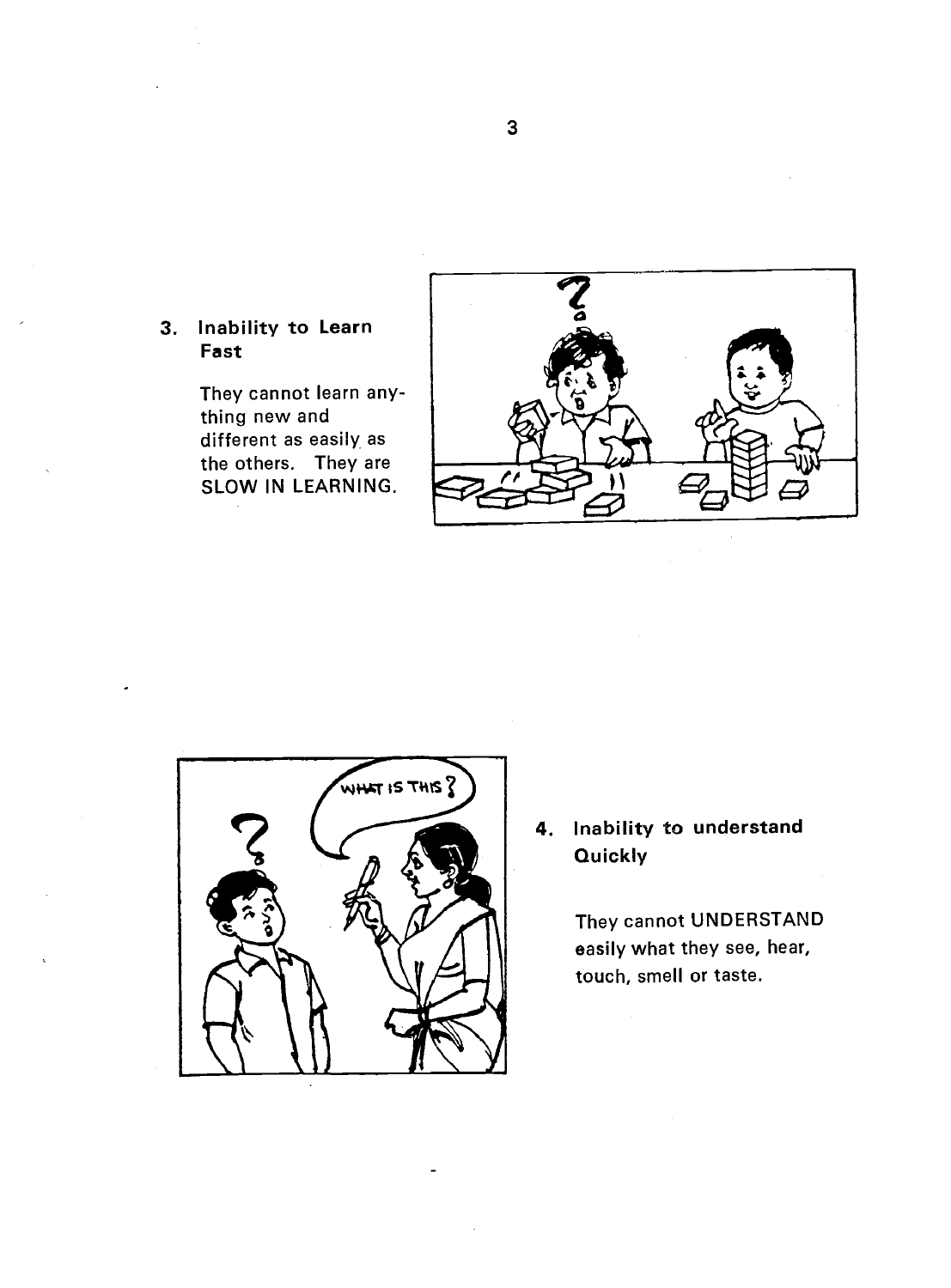### 3. Inability to Learn Fast

They cannot learn anything new and different as easily as the others. They are SLOW IN LEARNING.

### 4. Inability to understand Quickly

They cannot UNDERSTAND easily what they see, hear, touch, smell or taste.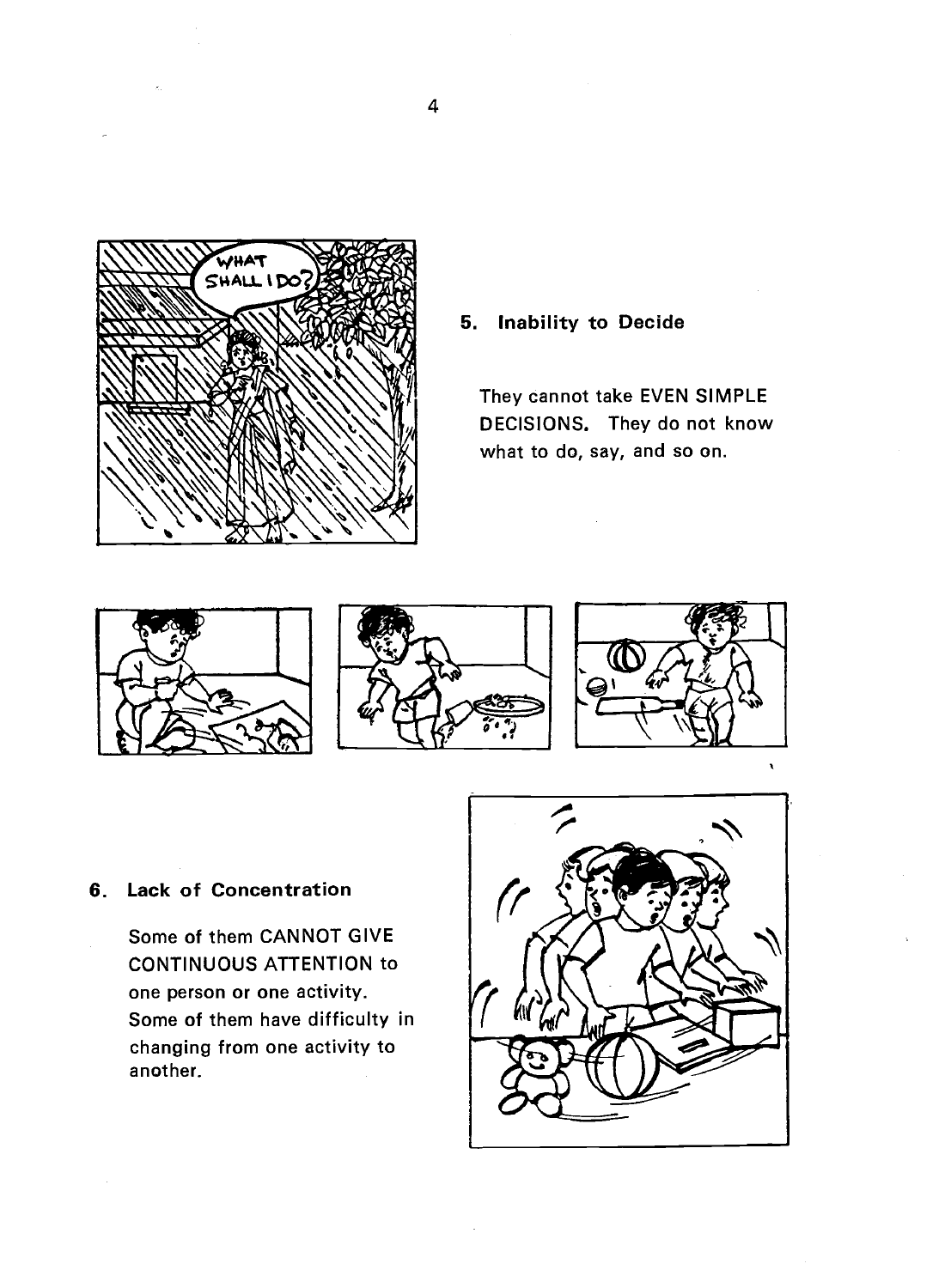## 5. Inability to Decide

They cannot take EVEN SIMPLE DECISIONS. They do not know what to do, say, and so on.

## 6. Lack of Concentration

Some of them CANNOT GIVE CONTINUOUS ATTENTION to one person or one activity. Some of them have difficulty in changing from one activity to another.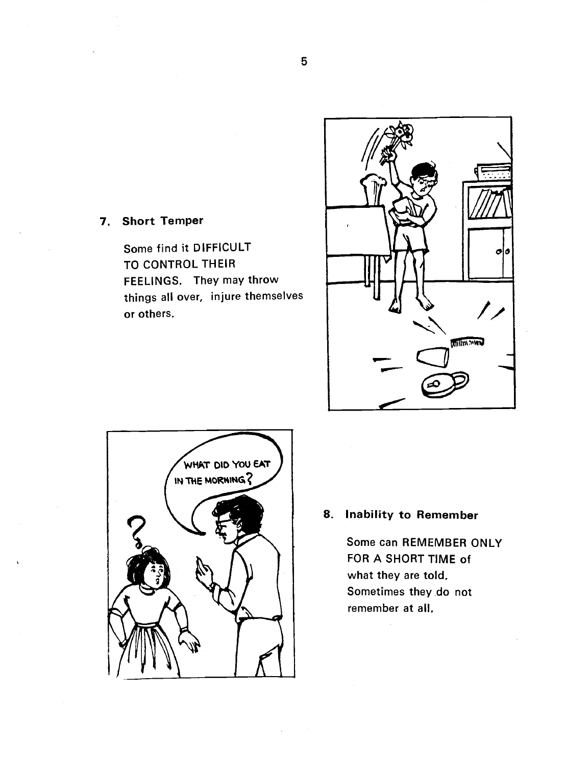### 7. Short Temper

Some find it DIFFICULT TO CONTROL THEIR FEELINGS. They may throw things all over, injure themselves or others.

### 8. Inability to Remember

Some can REMEMBER ONLY FOR A SHORT TIME of what they are told. Sometimes they do not remember at all.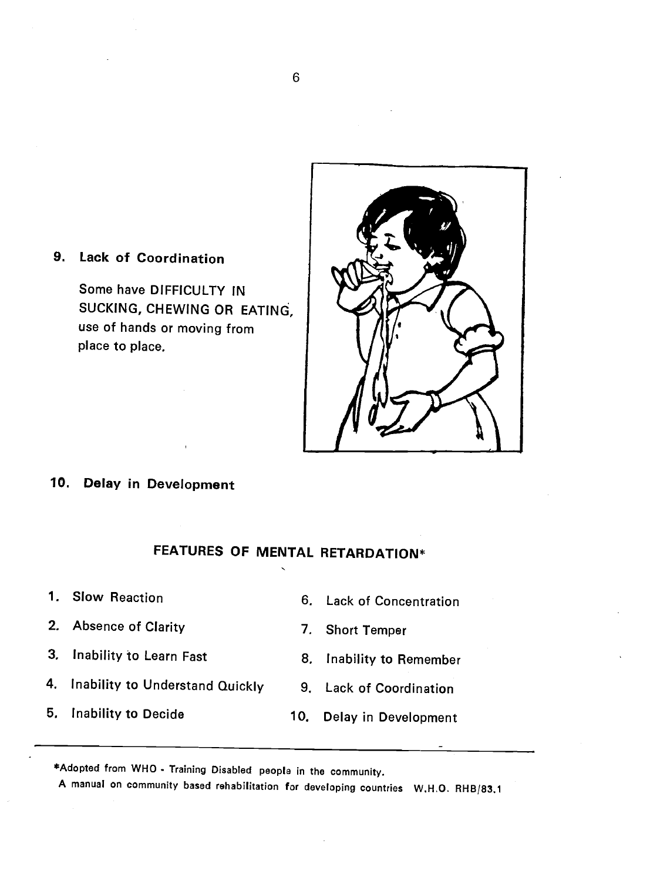**9. Lack of Coordination**

Some have DIFFICULTY IN SUCKING, CHEWING OR EATING, use of hands or moving from place to place.

**10. Delay in Development**

## FEATURES OF MENTAL RETARDATION*

1. Slow Reaction
2. Absence of Clarity
3. Inability to Learn Fast
4. Inability to Understand Quickly
5. Inability to Decide
6. Lack of Concentration
7. Short Temper
8. Inability to Remember
9. Lack of Coordination
10. Delay in Development

---

*Adopted from WHO - Training Disabled people in the community. A manual on community based rehabilitation for developing countries W.H.O. RHB/83.1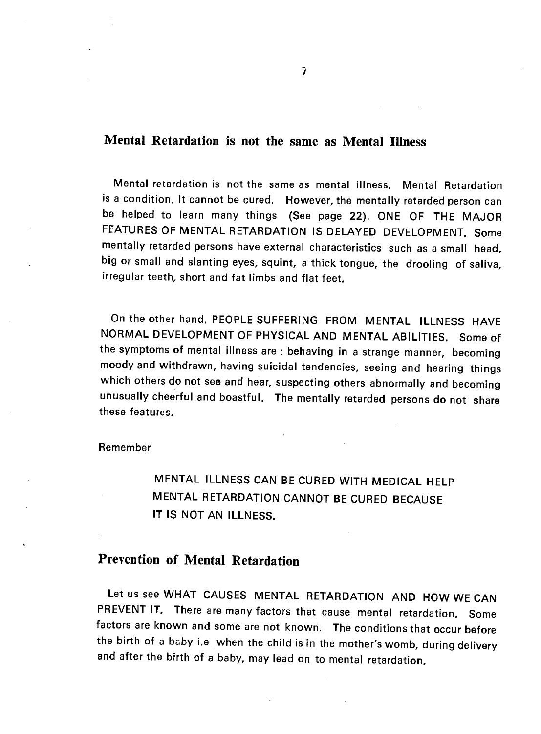## Mental Retardation is not the same as Mental Illness

Mental retardation is not the same as mental illness. Mental Retardation is a condition. It cannot be cured. However, the mentally retarded person can be helped to learn many things (See page 22). ONE OF THE MAJOR FEATURES OF MENTAL RETARDATION IS DELAYED DEVELOPMENT. Some mentally retarded persons have external characteristics such as a small head, big or small and slanting eyes, squint, a thick tongue, the drooling of saliva, irregular teeth, short and fat limbs and flat feet.

On the other hand, PEOPLE SUFFERING FROM MENTAL ILLNESS HAVE NORMAL DEVELOPMENT OF PHYSICAL AND MENTAL ABILITIES. Some of the symptoms of mental illness are : behaving in a strange manner, becoming moody and withdrawn, having suicidal tendencies, seeing and hearing things which others do not see and hear, suspecting others abnormally and becoming unusually cheerful and boastful. The mentally retarded persons do not share these features.

Remember

> MENTAL ILLNESS CAN BE CURED WITH MEDICAL HELP
> MENTAL RETARDATION CANNOT BE CURED BECAUSE
> IT IS NOT AN ILLNESS.

## Prevention of Mental Retardation

Let us see WHAT CAUSES MENTAL RETARDATION AND HOW WE CAN PREVENT IT. There are many factors that cause mental retardation. Some factors are known and some are not known. The conditions that occur before the birth of a baby i.e. when the child is in the mother's womb, during delivery and after the birth of a baby, may lead on to mental retardation.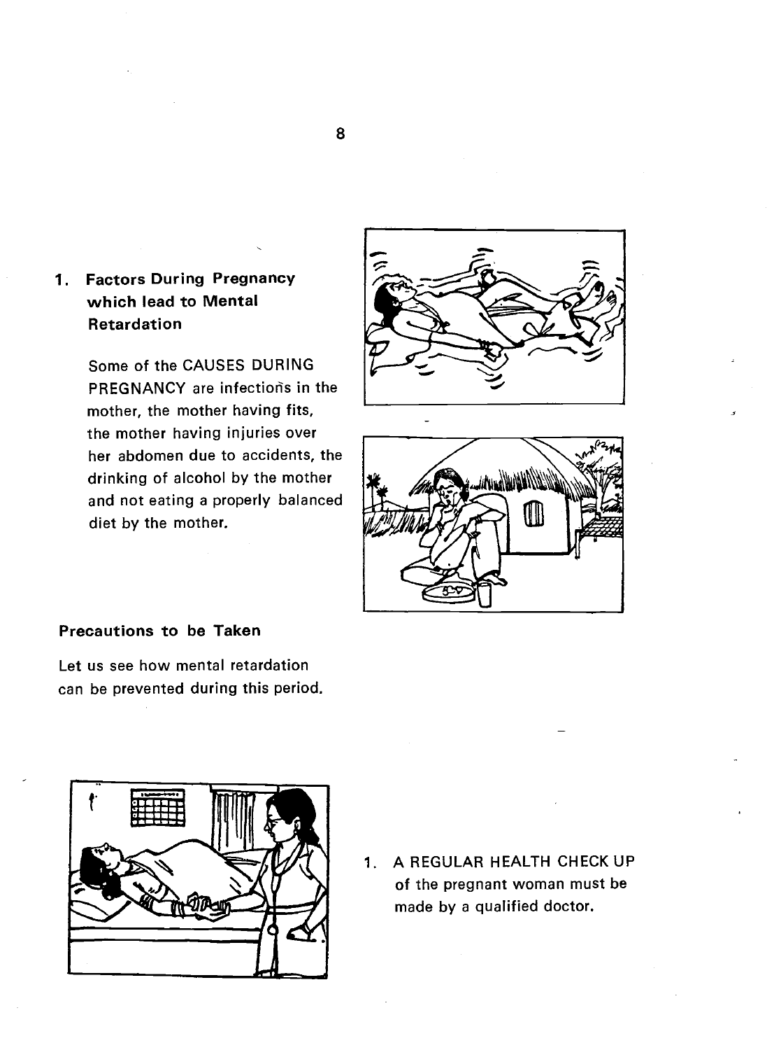## 1. Factors During Pregnancy which lead to Mental Retardation

Some of the CAUSES DURING PREGNANCY are infections in the mother, the mother having fits, the mother having injuries over her abdomen due to accidents, the drinking of alcohol by the mother and not eating a properly balanced diet by the mother.

### Precautions to be Taken

Let us see how mental retardation can be prevented during this period.

1. A REGULAR HEALTH CHECK UP of the pregnant woman must be made by a qualified doctor.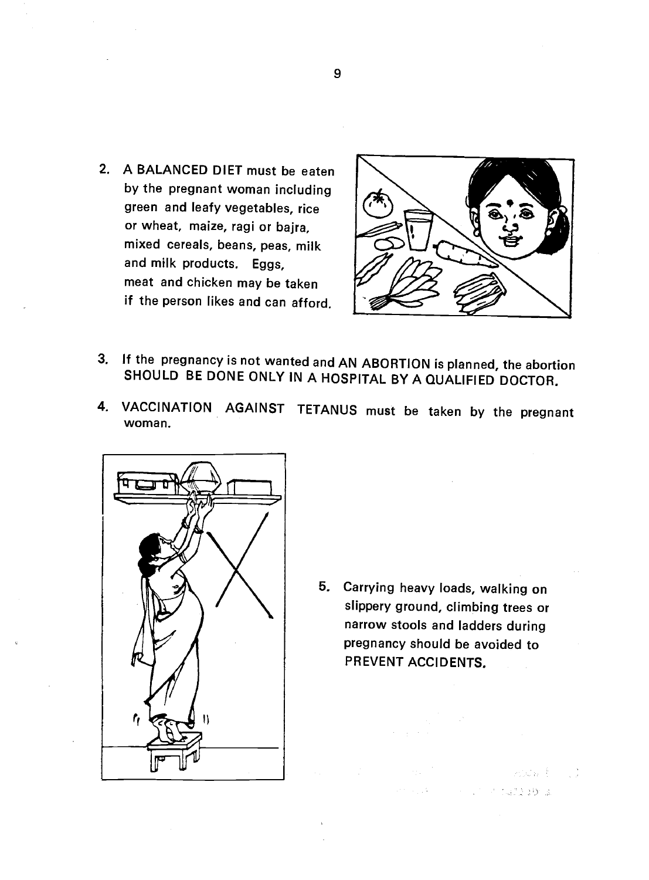2. A BALANCED DIET must be eaten by the pregnant woman including green and leafy vegetables, rice or wheat, maize, ragi or bajra, mixed cereals, beans, peas, milk and milk products. Eggs, meat and chicken may be taken if the person likes and can afford.

3. If the pregnancy is not wanted and AN ABORTION is planned, the abortion SHOULD BE DONE ONLY IN A HOSPITAL BY A QUALIFIED DOCTOR.

4. VACCINATION AGAINST TETANUS must be taken by the pregnant woman.

5. Carrying heavy loads, walking on slippery ground, climbing trees or narrow stools and ladders during pregnancy should be avoided to PREVENT ACCIDENTS.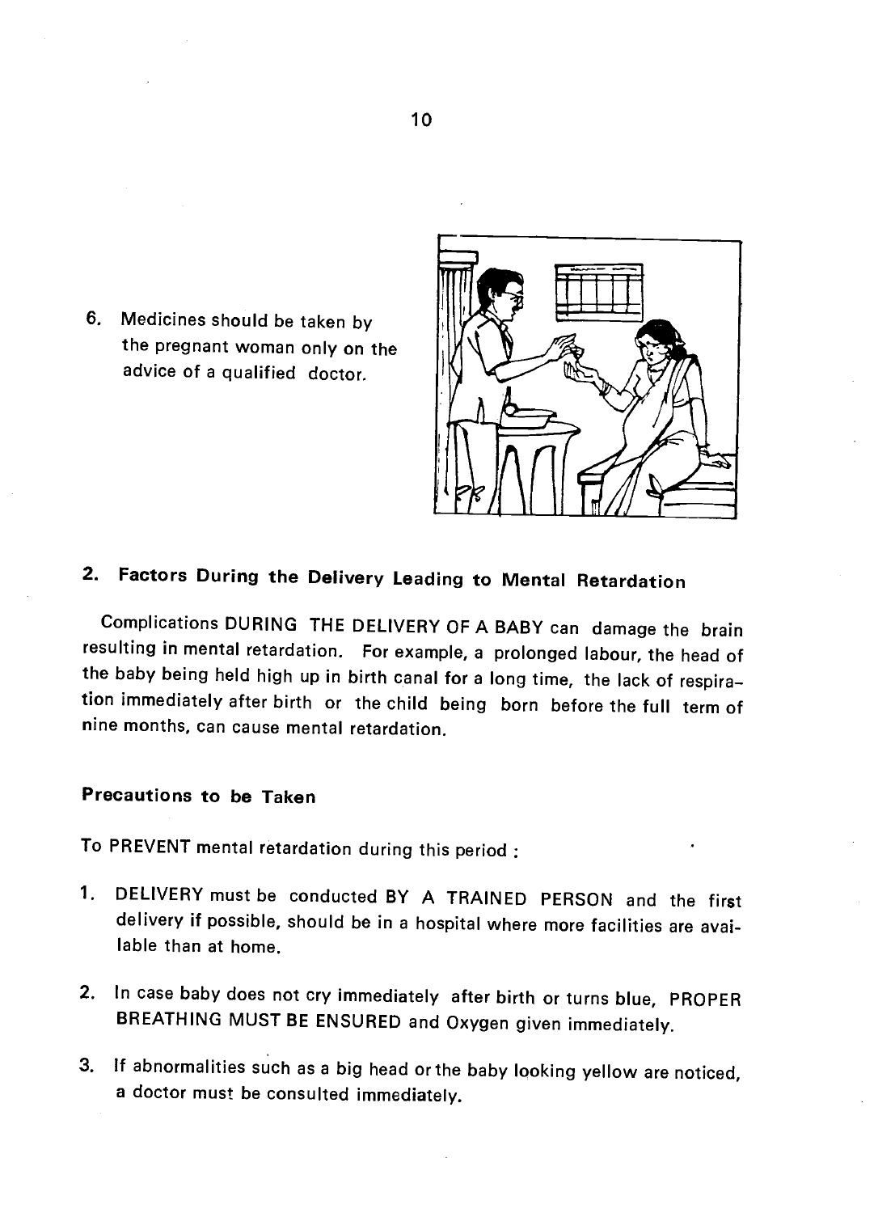6. Medicines should be taken by the pregnant woman only on the advice of a qualified doctor.

## 2. Factors During the Delivery Leading to Mental Retardation

Complications DURING THE DELIVERY OF A BABY can damage the brain resulting in mental retardation. For example, a prolonged labour, the head of the baby being held high up in birth canal for a long time, the lack of respiration immediately after birth or the child being born before the full term of nine months, can cause mental retardation.

### Precautions to be Taken

To PREVENT mental retardation during this period :

1. DELIVERY must be conducted BY A TRAINED PERSON and the first delivery if possible, should be in a hospital where more facilities are available than at home.

2. In case baby does not cry immediately after birth or turns blue, PROPER BREATHING MUST BE ENSURED and Oxygen given immediately.

3. If abnormalities such as a big head or the baby looking yellow are noticed, a doctor must be consulted immediately.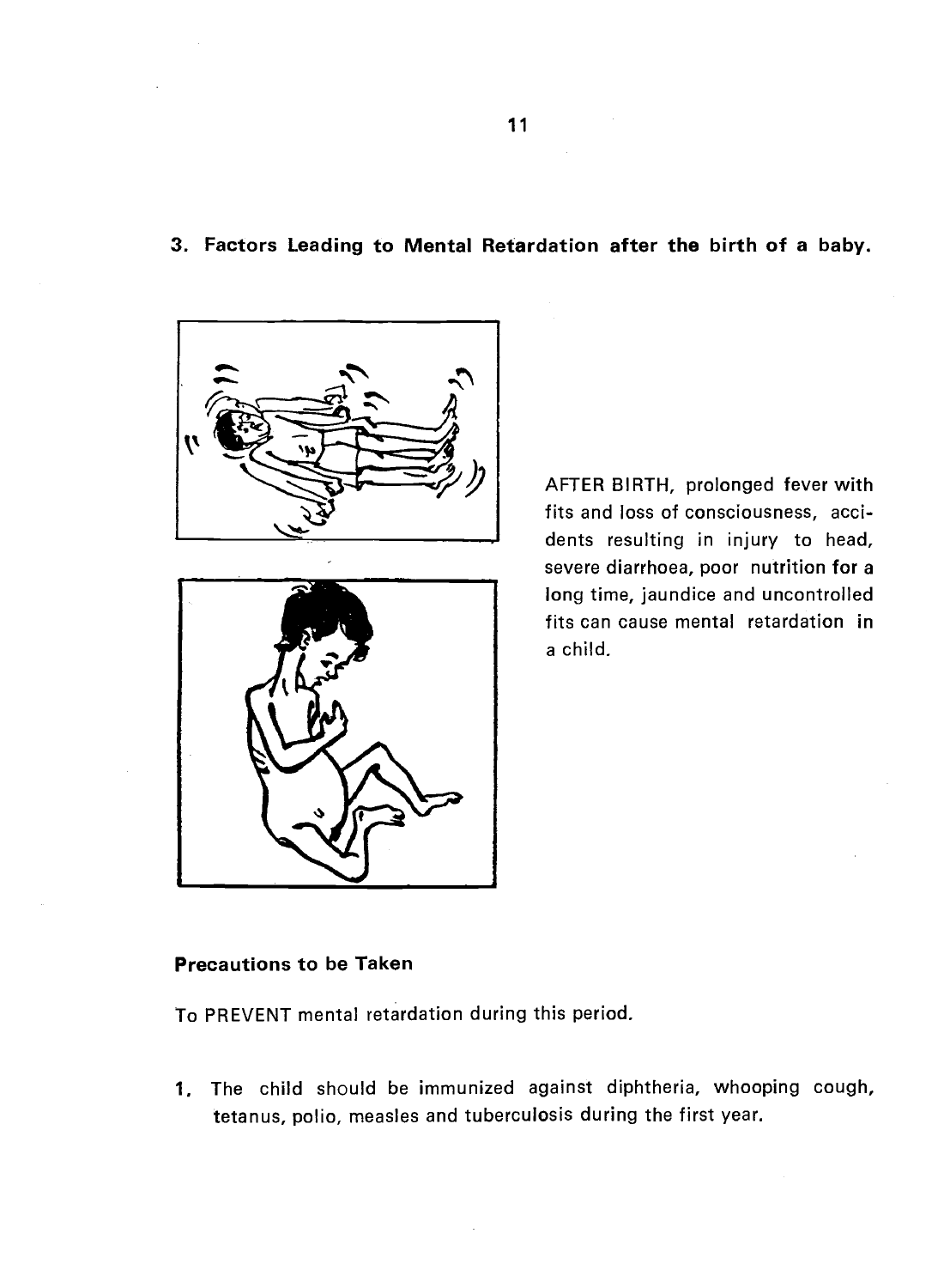## 3. Factors Leading to Mental Retardation after the birth of a baby.

AFTER BIRTH, prolonged fever with fits and loss of consciousness, accidents resulting in injury to head, severe diarrhoea, poor nutrition for a long time, jaundice and uncontrolled fits can cause mental retardation in a child.

### Precautions to be Taken

To PREVENT mental retardation during this period.

1. The child should be immunized against diphtheria, whooping cough, tetanus, polio, measles and tuberculosis during the first year.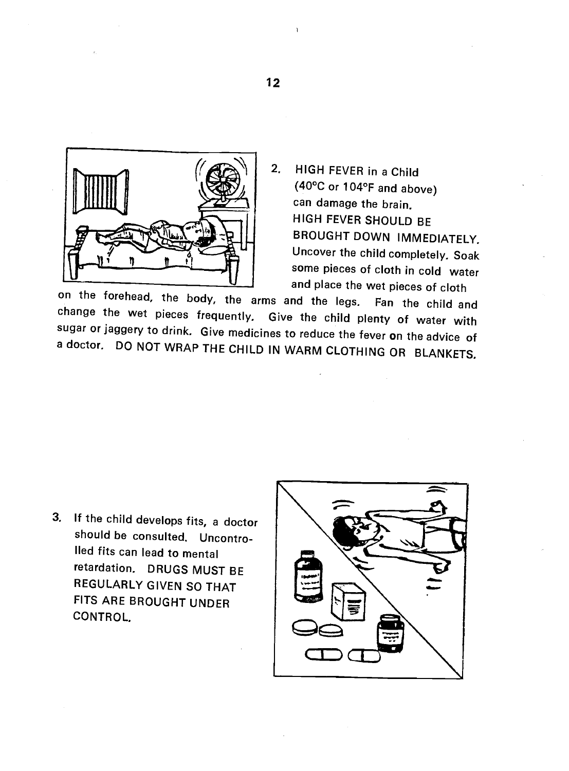2. HIGH FEVER in a Child (40°C or 104°F and above) can damage the brain. HIGH FEVER SHOULD BE BROUGHT DOWN IMMEDIATELY. Uncover the child completely. Soak some pieces of cloth in cold water and place the wet pieces of cloth on the forehead, the body, the arms and the legs. Fan the child and change the wet pieces frequently. Give the child plenty of water with sugar or jaggery to drink. Give medicines to reduce the fever on the advice of a doctor. DO NOT WRAP THE CHILD IN WARM CLOTHING OR BLANKETS.

3. If the child develops fits, a doctor should be consulted. Uncontrolled fits can lead to mental retardation. DRUGS MUST BE REGULARLY GIVEN SO THAT FITS ARE BROUGHT UNDER CONTROL.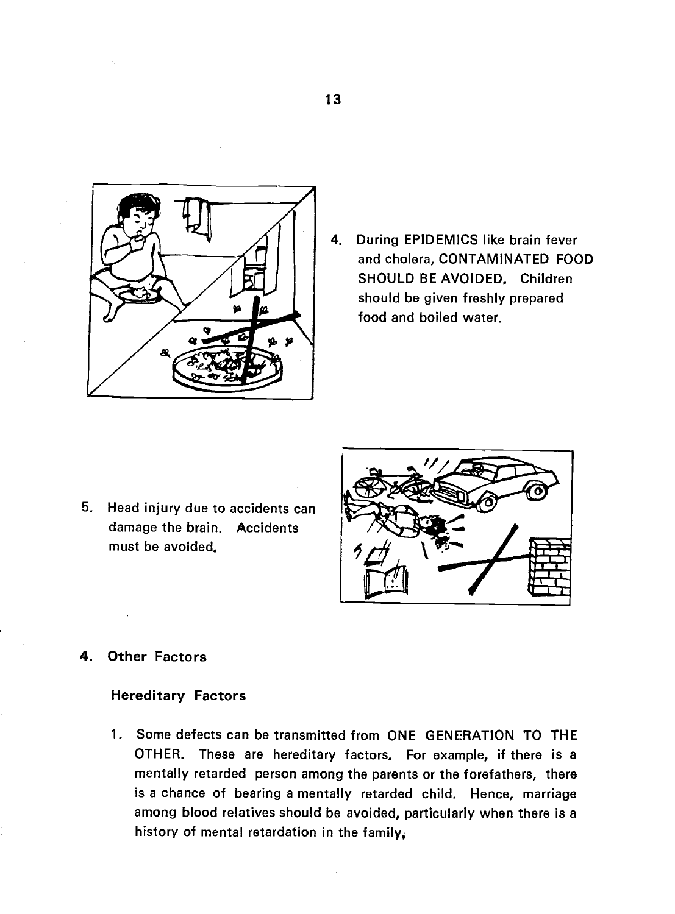4. During EPIDEMICS like brain fever and cholera, CONTAMINATED FOOD SHOULD BE AVOIDED. Children should be given freshly prepared food and boiled water.

5. Head injury due to accidents can damage the brain. Accidents must be avoided.

### 4. Other Factors

#### Hereditary Factors

1. Some defects can be transmitted from ONE GENERATION TO THE OTHER. These are hereditary factors. For example, if there is a mentally retarded person among the parents or the forefathers, there is a chance of bearing a mentally retarded child. Hence, marriage among blood relatives should be avoided, particularly when there is a history of mental retardation in the family.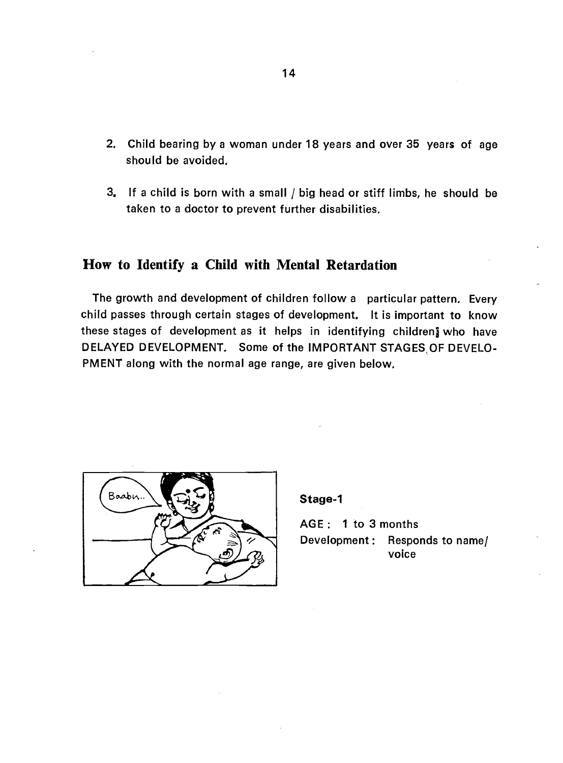2. Child bearing by a woman under 18 years and over 35 years of age should be avoided.

3. If a child is born with a small / big head or stiff limbs, he should be taken to a doctor to prevent further disabilities.

## How to Identify a Child with Mental Retardation

The growth and development of children follow a particular pattern. Every child passes through certain stages of development. It is important to know these stages of development as it helps in identifying children who have DELAYED DEVELOPMENT. Some of the IMPORTANT STAGES OF DEVELOPMENT along with the normal age range, are given below.

**Stage-1**

AGE : 1 to 3 months
Development : Responds to name/ voice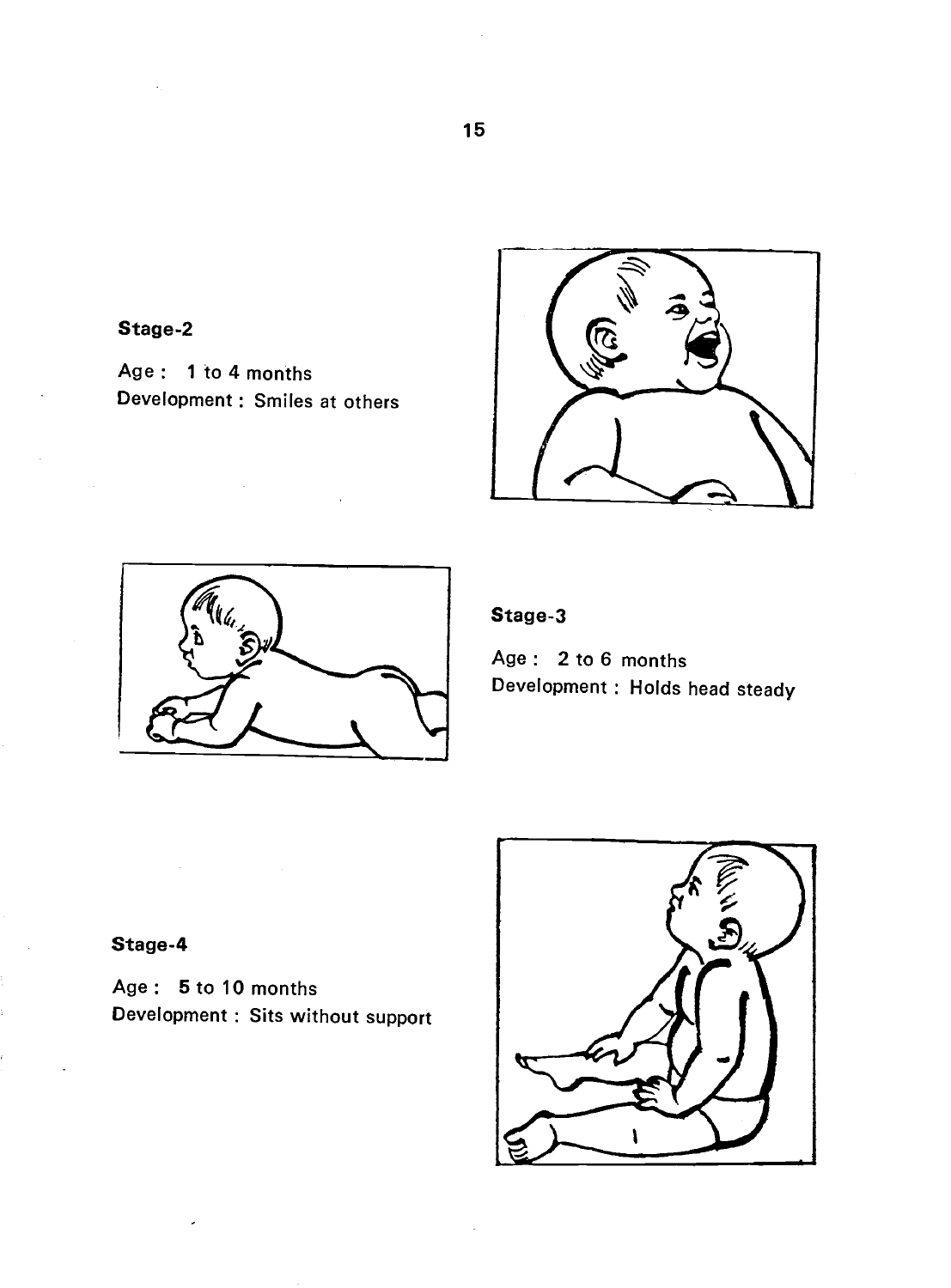**Stage-2**

Age : 1 to 4 months
Development : Smiles at others

**Stage-3**

Age : 2 to 6 months
Development : Holds head steady

**Stage-4**

Age : 5 to 10 months
Development : Sits without support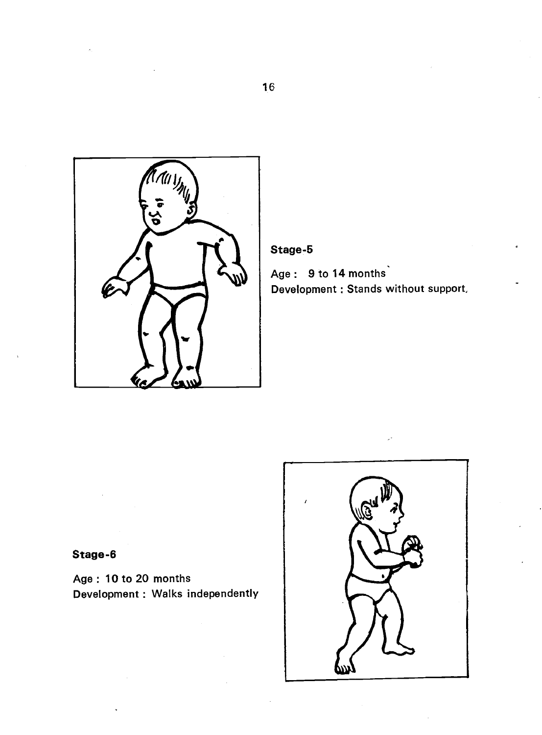**Stage-5**

Age : 9 to 14 months
Development : Stands without support.

**Stage-6**

Age : 10 to 20 months
Development : Walks independently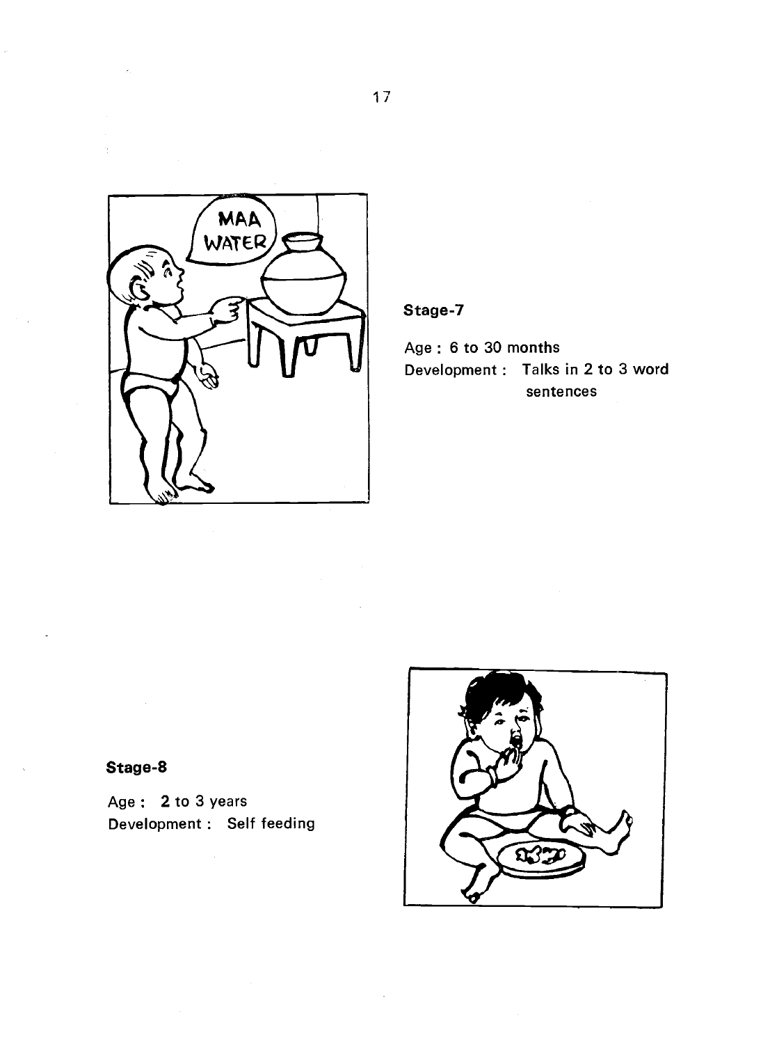**Stage-7**

Age : 6 to 30 months
Development : Talks in 2 to 3 word sentences

**Stage-8**

Age : 2 to 3 years
Development : Self feeding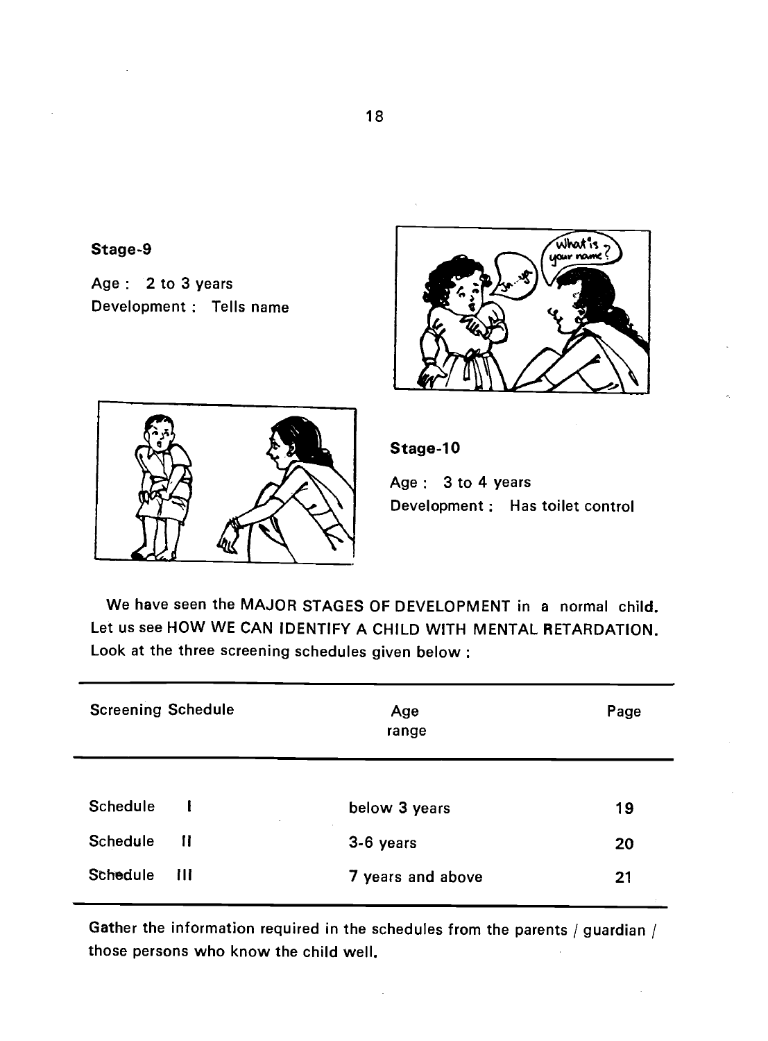**Stage-9**

Age : 2 to 3 years
Development : Tells name

**Stage-10**

Age : 3 to 4 years
Development : Has toilet control

We have seen the MAJOR STAGES OF DEVELOPMENT in a normal child. Let us see HOW WE CAN IDENTIFY A CHILD WITH MENTAL RETARDATION. Look at the three screening schedules given below :

| Screening Schedule | Age range | Page |
|---|---|---|
| Schedule I | below 3 years | 19 |
| Schedule II | 3-6 years | 20 |
| Schedule III | 7 years and above | 21 |

Gather the information required in the schedules from the parents / guardian / those persons who know the child well.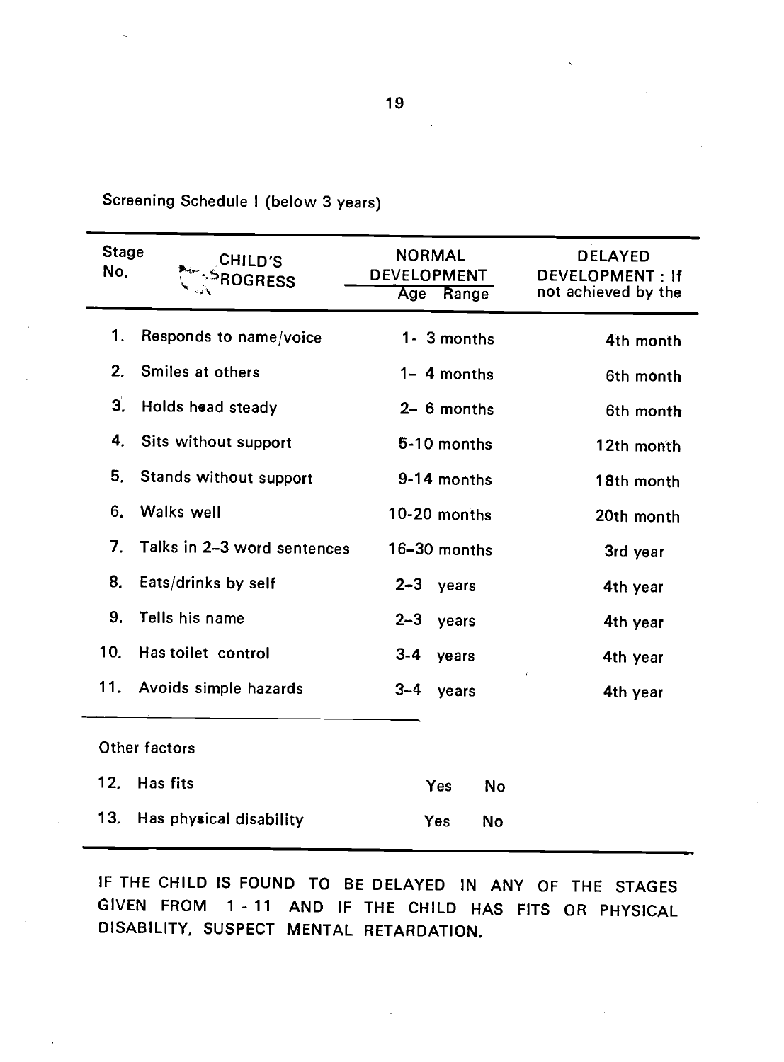Screening Schedule I (below 3 years)

| Stage No. | CHILD'S PROGRESS | NORMAL DEVELOPMENT Age Range | DELAYED DEVELOPMENT : If not achieved by the |
|---|---|---|---|
| 1. | Responds to name/voice | 1- 3 months | 4th month |
| 2. | Smiles at others | 1– 4 months | 6th month |
| 3. | Holds head steady | 2– 6 months | 6th month |
| 4. | Sits without support | 5-10 months | 12th month |
| 5. | Stands without support | 9-14 months | 18th month |
| 6. | Walks well | 10-20 months | 20th month |
| 7. | Talks in 2–3 word sentences | 16–30 months | 3rd year |
| 8. | Eats/drinks by self | 2–3 years | 4th year |
| 9. | Tells his name | 2–3 years | 4th year |
| 10. | Has toilet control | 3-4 years | 4th year |
| 11. | Avoids simple hazards | 3–4 years | 4th year |
| | **Other factors** | | |
| 12. | Has fits | Yes No | |
| 13. | Has physical disability | Yes No | |

IF THE CHILD IS FOUND TO BE DELAYED IN ANY OF THE STAGES GIVEN FROM 1 - 11 AND IF THE CHILD HAS FITS OR PHYSICAL DISABILITY, SUSPECT MENTAL RETARDATION.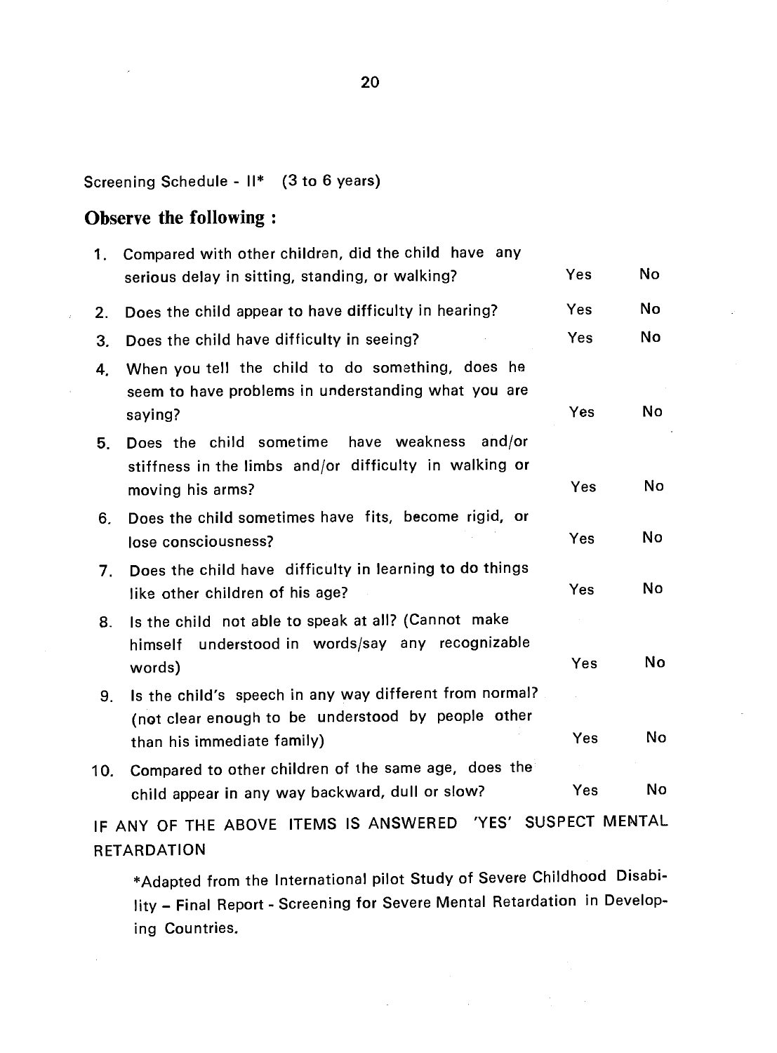Screening Schedule - II* (3 to 6 years)

## Observe the following :

| | | | |
|---|---|---|---|
| 1. | Compared with other children, did the child have any serious delay in sitting, standing, or walking? | Yes | No |
| 2. | Does the child appear to have difficulty in hearing? | Yes | No |
| 3. | Does the child have difficulty in seeing? | Yes | No |
| 4. | When you tell the child to do something, does he seem to have problems in understanding what you are saying? | Yes | No |
| 5. | Does the child sometime have weakness and/or stiffness in the limbs and/or difficulty in walking or moving his arms? | Yes | No |
| 6. | Does the child sometimes have fits, become rigid, or lose consciousness? | Yes | No |
| 7. | Does the child have difficulty in learning to do things like other children of his age? | Yes | No |
| 8. | Is the child not able to speak at all? (Cannot make himself understood in words/say any recognizable words) | Yes | No |
| 9. | Is the child's speech in any way different from normal? (not clear enough to be understood by people other than his immediate family) | Yes | No |
| 10. | Compared to other children of the same age, does the child appear in any way backward, dull or slow? | Yes | No |

IF ANY OF THE ABOVE ITEMS IS ANSWERED 'YES' SUSPECT MENTAL RETARDATION

*Adapted from the International pilot Study of Severe Childhood Disability – Final Report - Screening for Severe Mental Retardation in Developing Countries.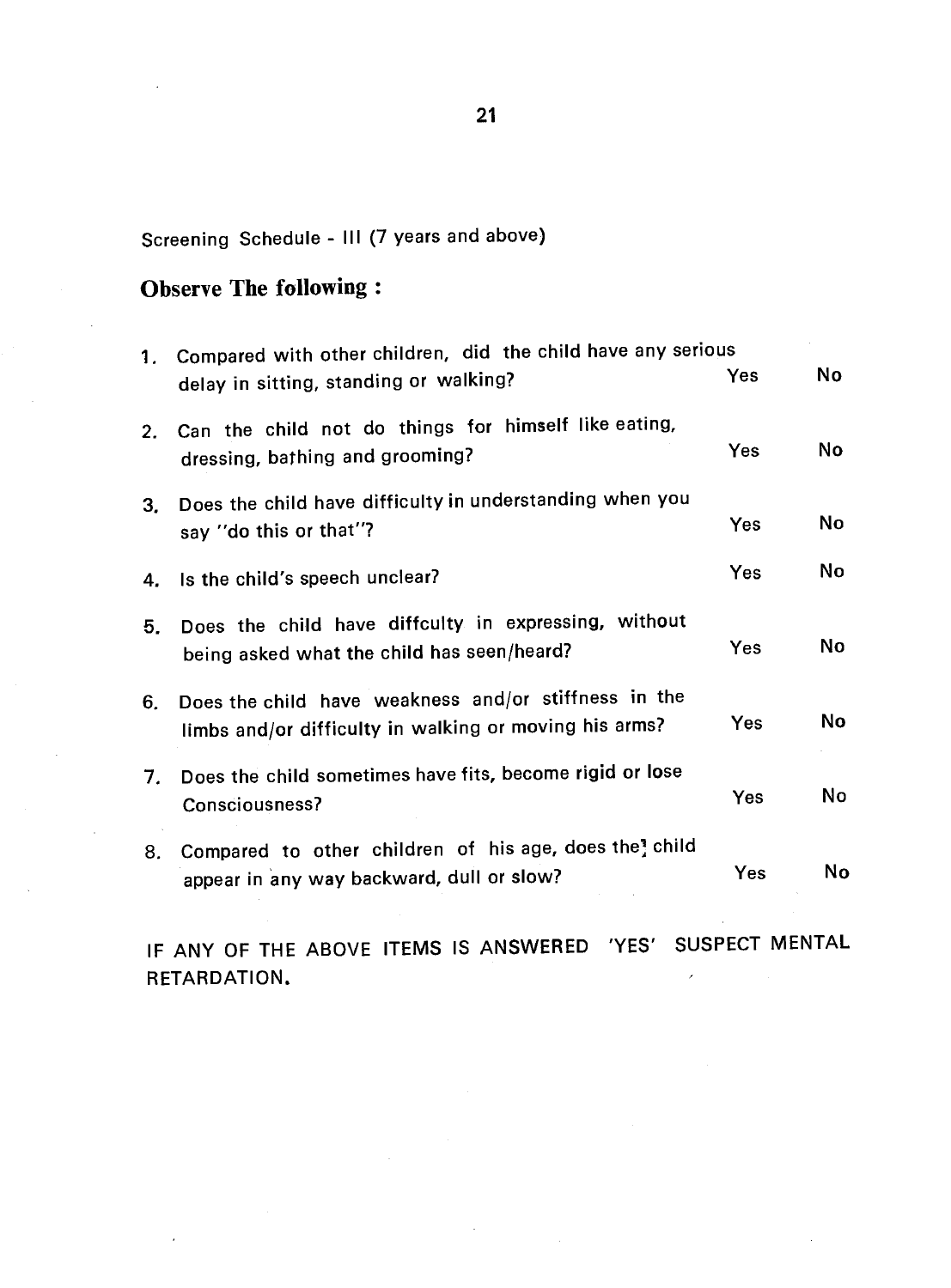Screening Schedule - III (7 years and above)

## Observe The following :

| | | | |
|---|---|---|---|
| 1. | Compared with other children, did the child have any serious delay in sitting, standing or walking? | Yes | No |
| 2. | Can the child not do things for himself like eating, dressing, bathing and grooming? | Yes | No |
| 3. | Does the child have difficulty in understanding when you say "do this or that"? | Yes | No |
| 4. | Is the child's speech unclear? | Yes | No |
| 5. | Does the child have diffculty in expressing, without being asked what the child has seen/heard? | Yes | No |
| 6. | Does the child have weakness and/or stiffness in the limbs and/or difficulty in walking or moving his arms? | Yes | No |
| 7. | Does the child sometimes have fits, become rigid or lose Consciousness? | Yes | No |
| 8. | Compared to other children of his age, does the child appear in any way backward, dull or slow? | Yes | No |

IF ANY OF THE ABOVE ITEMS IS ANSWERED 'YES' SUSPECT MENTAL RETARDATION.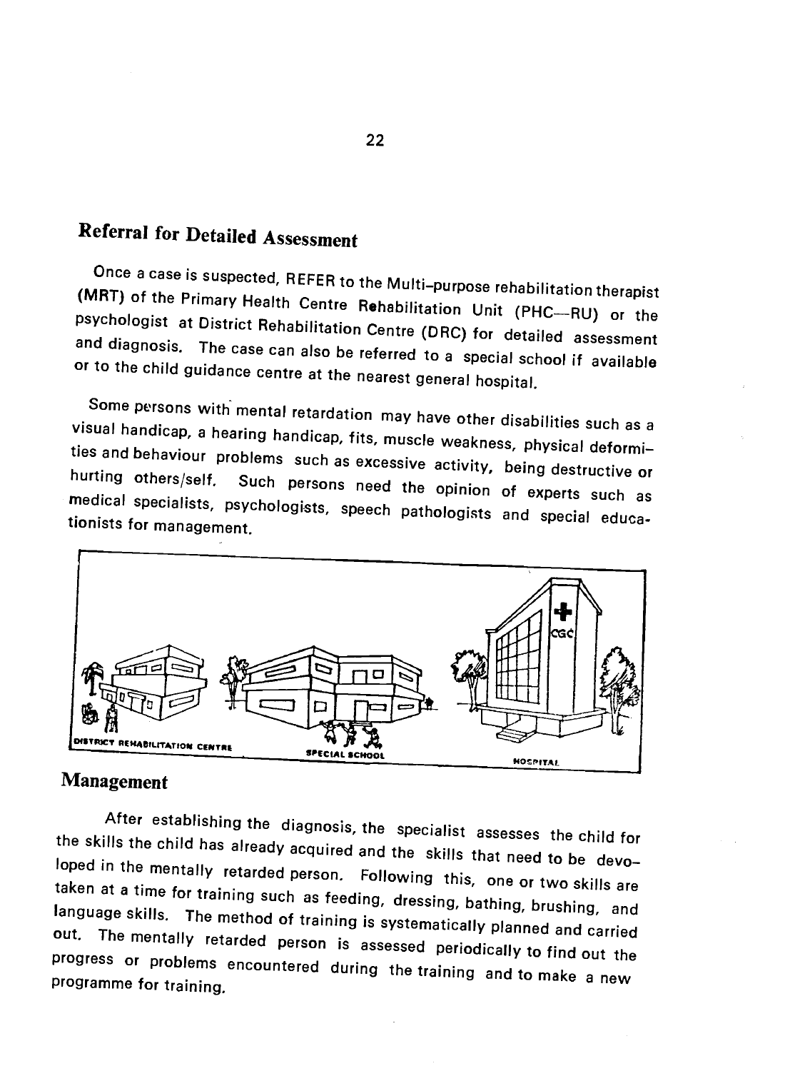## Referral for Detailed Assessment

Once a case is suspected, REFER to the Multi-purpose rehabilitation therapist (MRT) of the Primary Health Centre Rehabilitation Unit (PHC—RU) or the psychologist at District Rehabilitation Centre (DRC) for detailed assessment and diagnosis. The case can also be referred to a special school if available or to the child guidance centre at the nearest general hospital.

Some persons with mental retardation may have other disabilities such as a visual handicap, a hearing handicap, fits, muscle weakness, physical deformities and behaviour problems such as excessive activity, being destructive or hurting others/self. Such persons need the opinion of experts such as medical specialists, psychologists, speech pathologists and special educationists for management.

## Management

After establishing the diagnosis, the specialist assesses the child for the skills the child has already acquired and the skills that need to be devoloped in the mentally retarded person. Following this, one or two skills are taken at a time for training such as feeding, dressing, bathing, brushing, and language skills. The method of training is systematically planned and carried out. The mentally retarded person is assessed periodically to find out the progress or problems encountered during the training and to make a new programme for training.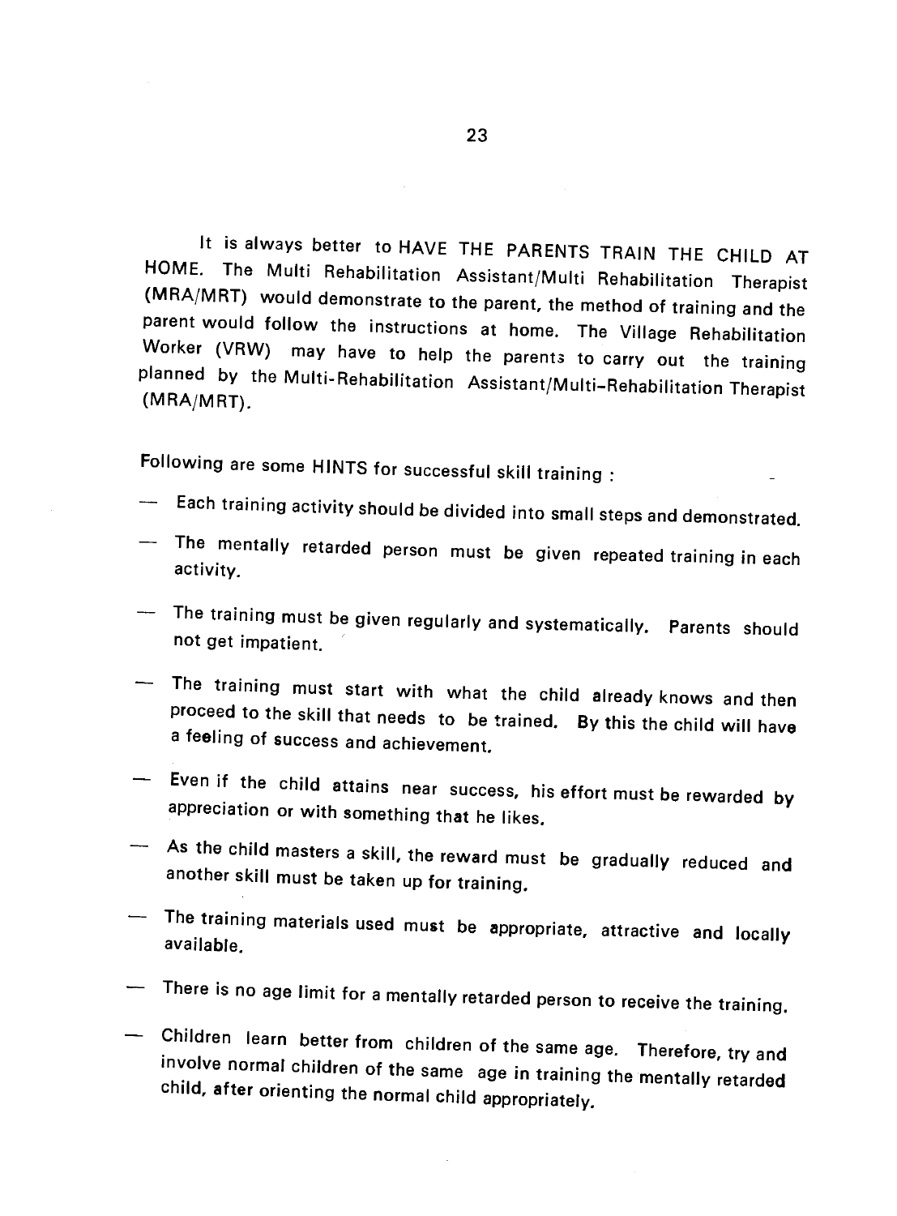It is always better to HAVE THE PARENTS TRAIN THE CHILD AT HOME. The Multi Rehabilitation Assistant/Multi Rehabilitation Therapist (MRA/MRT) would demonstrate to the parent, the method of training and the parent would follow the instructions at home. The Village Rehabilitation Worker (VRW) may have to help the parents to carry out the training planned by the Multi-Rehabilitation Assistant/Multi-Rehabilitation Therapist (MRA/MRT).

Following are some HINTS for successful skill training :

- Each training activity should be divided into small steps and demonstrated.
- The mentally retarded person must be given repeated training in each activity.
- The training must be given regularly and systematically. Parents should not get impatient.
- The training must start with what the child already knows and then proceed to the skill that needs to be trained. By this the child will have a feeling of success and achievement.
- Even if the child attains near success, his effort must be rewarded by appreciation or with something that he likes.
- As the child masters a skill, the reward must be gradually reduced and another skill must be taken up for training.
- The training materials used must be appropriate, attractive and locally available.
- There is no age limit for a mentally retarded person to receive the training.
- Children learn better from children of the same age. Therefore, try and involve normal children of the same age in training the mentally retarded child, after orienting the normal child appropriately.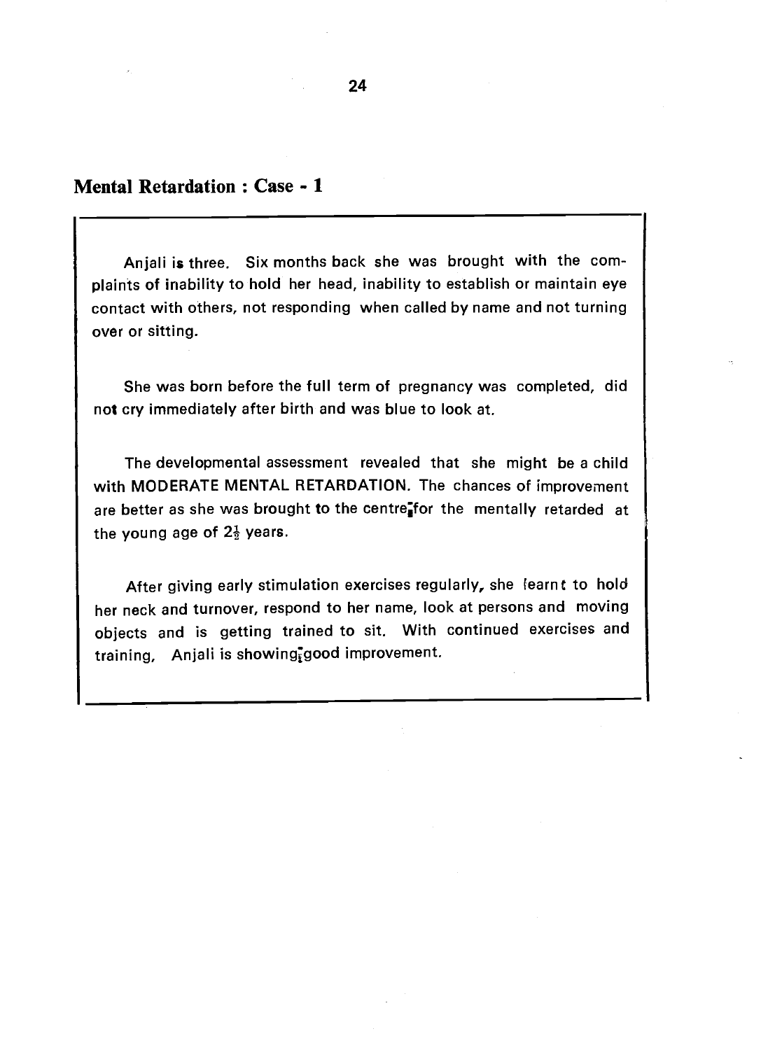## Mental Retardation : Case - 1

Anjali is three. Six months back she was brought with the complaints of inability to hold her head, inability to establish or maintain eye contact with others, not responding when called by name and not turning over or sitting.

She was born before the full term of pregnancy was completed, did not cry immediately after birth and was blue to look at.

The developmental assessment revealed that she might be a child with MODERATE MENTAL RETARDATION. The chances of improvement are better as she was brought to the centre for the mentally retarded at the young age of $2\frac{1}{2}$ years.

After giving early stimulation exercises regularly, she learnt to hold her neck and turnover, respond to her name, look at persons and moving objects and is getting trained to sit. With continued exercises and training, Anjali is showing good improvement.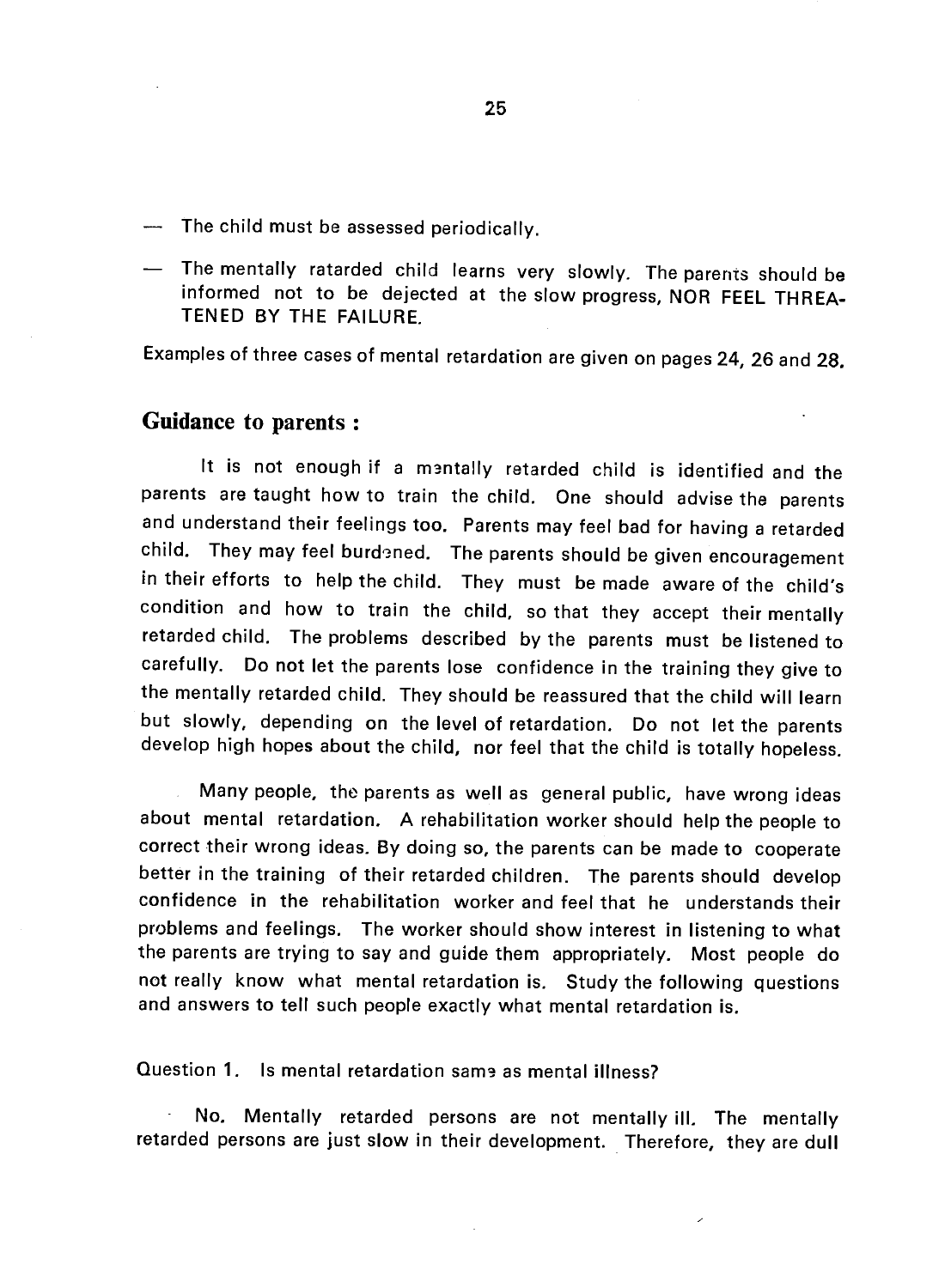- The child must be assessed periodically.
- The mentally ratarded child learns very slowly. The parents should be informed not to be dejected at the slow progress, NOR FEEL THREATENED BY THE FAILURE.

Examples of three cases of mental retardation are given on pages 24, 26 and 28.

## Guidance to parents :

It is not enough if a mentally retarded child is identified and the parents are taught how to train the child. One should advise the parents and understand their feelings too. Parents may feel bad for having a retarded child. They may feel burdened. The parents should be given encouragement in their efforts to help the child. They must be made aware of the child's condition and how to train the child, so that they accept their mentally retarded child. The problems described by the parents must be listened to carefully. Do not let the parents lose confidence in the training they give to the mentally retarded child. They should be reassured that the child will learn but slowly, depending on the level of retardation. Do not let the parents develop high hopes about the child, nor feel that the child is totally hopeless.

Many people, the parents as well as general public, have wrong ideas about mental retardation. A rehabilitation worker should help the people to correct their wrong ideas. By doing so, the parents can be made to cooperate better in the training of their retarded children. The parents should develop confidence in the rehabilitation worker and feel that he understands their problems and feelings. The worker should show interest in listening to what the parents are trying to say and guide them appropriately. Most people do not really know what mental retardation is. Study the following questions and answers to tell such people exactly what mental retardation is.

Question 1. Is mental retardation same as mental illness?

No. Mentally retarded persons are not mentally ill. The mentally retarded persons are just slow in their development. Therefore, they are dull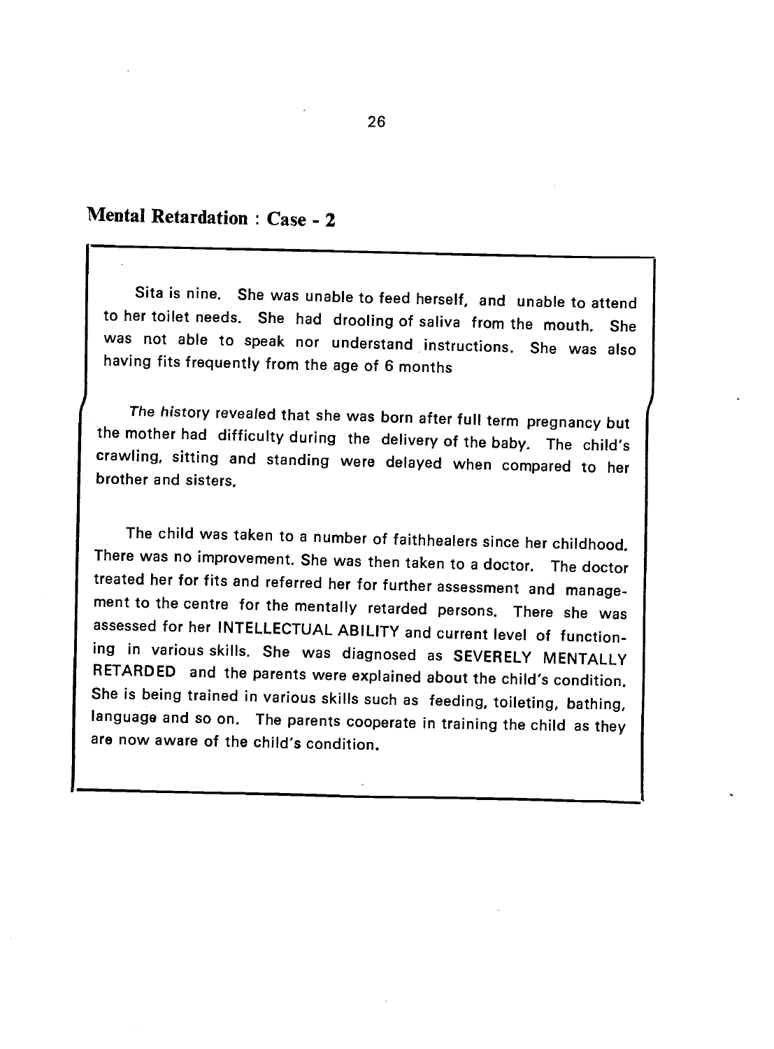## Mental Retardation : Case - 2

Sita is nine. She was unable to feed herself, and unable to attend to her toilet needs. She had drooling of saliva from the mouth. She was not able to speak nor understand instructions. She was also having fits frequently from the age of 6 months

*The history* revealed that she was born after full term pregnancy but the mother had difficulty during the delivery of the baby. The child's crawling, sitting and standing were delayed when compared to her brother and sisters.

The child was taken to a number of faithhealers since her childhood. There was no improvement. She was then taken to a doctor. The doctor treated her for fits and referred her for further assessment and management to the centre for the mentally retarded persons. There she was assessed for her INTELLECTUAL ABILITY and current level of functioning in various skills. She was diagnosed as SEVERELY MENTALLY RETARDED and the parents were explained about the child's condition. She is being trained in various skills such as feeding, toileting, bathing, language and so on. The parents cooperate in training the child as they are now aware of the child's condition.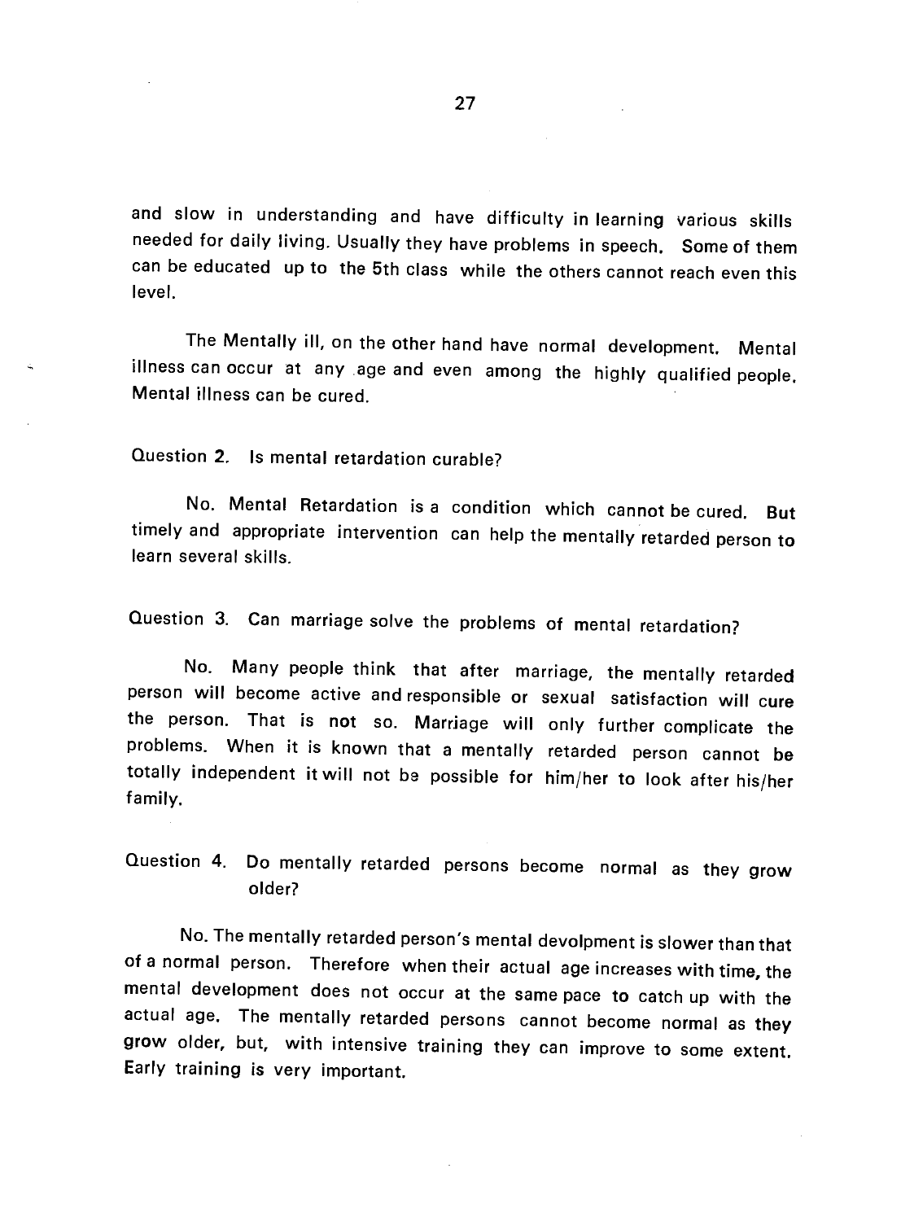and slow in understanding and have difficulty in learning various skills needed for daily living. Usually they have problems in speech. Some of them can be educated up to the 5th class while the others cannot reach even this level.

The Mentally ill, on the other hand have normal development. Mental illness can occur at any age and even among the highly qualified people. Mental illness can be cured.

Question 2. Is mental retardation curable?

No. Mental Retardation is a condition which cannot be cured. But timely and appropriate intervention can help the mentally retarded person to learn several skills.

Question 3. Can marriage solve the problems of mental retardation?

No. Many people think that after marriage, the mentally retarded person will become active and responsible or sexual satisfaction will cure the person. That is not so. Marriage will only further complicate the problems. When it is known that a mentally retarded person cannot be totally independent it will not be possible for him/her to look after his/her family.

Question 4. Do mentally retarded persons become normal as they grow older?

No. The mentally retarded person's mental devolpment is slower than that of a normal person. Therefore when their actual age increases with time, the mental development does not occur at the same pace to catch up with the actual age. The mentally retarded persons cannot become normal as they grow older, but, with intensive training they can improve to some extent. Early training is very important.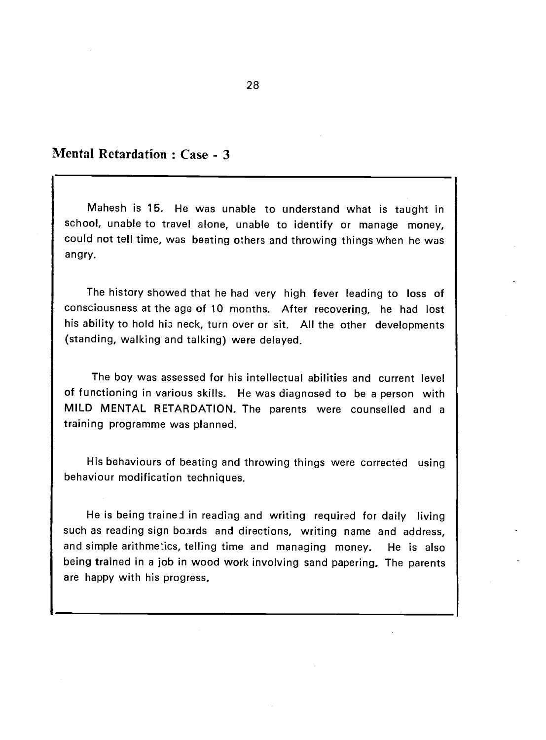## Mental Retardation : Case - 3

Mahesh is 15. He was unable to understand what is taught in school, unable to travel alone, unable to identify or manage money, could not tell time, was beating others and throwing things when he was angry.

The history showed that he had very high fever leading to loss of consciousness at the age of 10 months. After recovering, he had lost his ability to hold his neck, turn over or sit. All the other developments (standing, walking and talking) were delayed.

The boy was assessed for his intellectual abilities and current level of functioning in various skills. He was diagnosed to be a person with **MILD MENTAL RETARDATION.** The parents were counselled and a training programme was planned.

His behaviours of beating and throwing things were corrected using behaviour modification techniques.

He is being trained in reading and writing required for daily living such as reading sign boards and directions, writing name and address, and simple arithmetics, telling time and managing money. He is also being trained in a job in wood work involving sand papering. The parents are happy with his progress.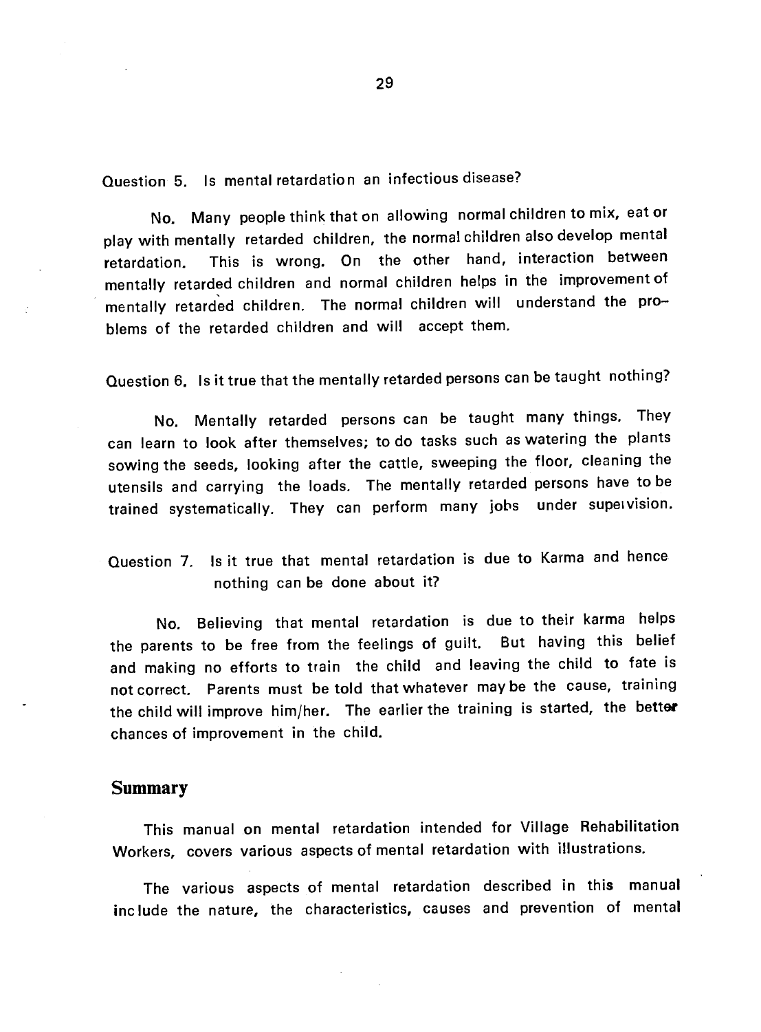Question 5. Is mental retardation an infectious disease?

No. Many people think that on allowing normal children to mix, eat or play with mentally retarded children, the normal children also develop mental retardation. This is wrong. On the other hand, interaction between mentally retarded children and normal children helps in the improvement of mentally retarded children. The normal children will understand the problems of the retarded children and will accept them.

Question 6. Is it true that the mentally retarded persons can be taught nothing?

No. Mentally retarded persons can be taught many things. They can learn to look after themselves; to do tasks such as watering the plants sowing the seeds, looking after the cattle, sweeping the floor, cleaning the utensils and carrying the loads. The mentally retarded persons have to be trained systematically. They can perform many jobs under supervision.

Question 7. Is it true that mental retardation is due to Karma and hence nothing can be done about it?

No. Believing that mental retardation is due to their karma helps the parents to be free from the feelings of guilt. But having this belief and making no efforts to train the child and leaving the child to fate is not correct. Parents must be told that whatever may be the cause, training the child will improve him/her. The earlier the training is started, the better chances of improvement in the child.

## Summary

This manual on mental retardation intended for Village Rehabilitation Workers, covers various aspects of mental retardation with illustrations.

The various aspects of mental retardation described in this manual include the nature, the characteristics, causes and prevention of mental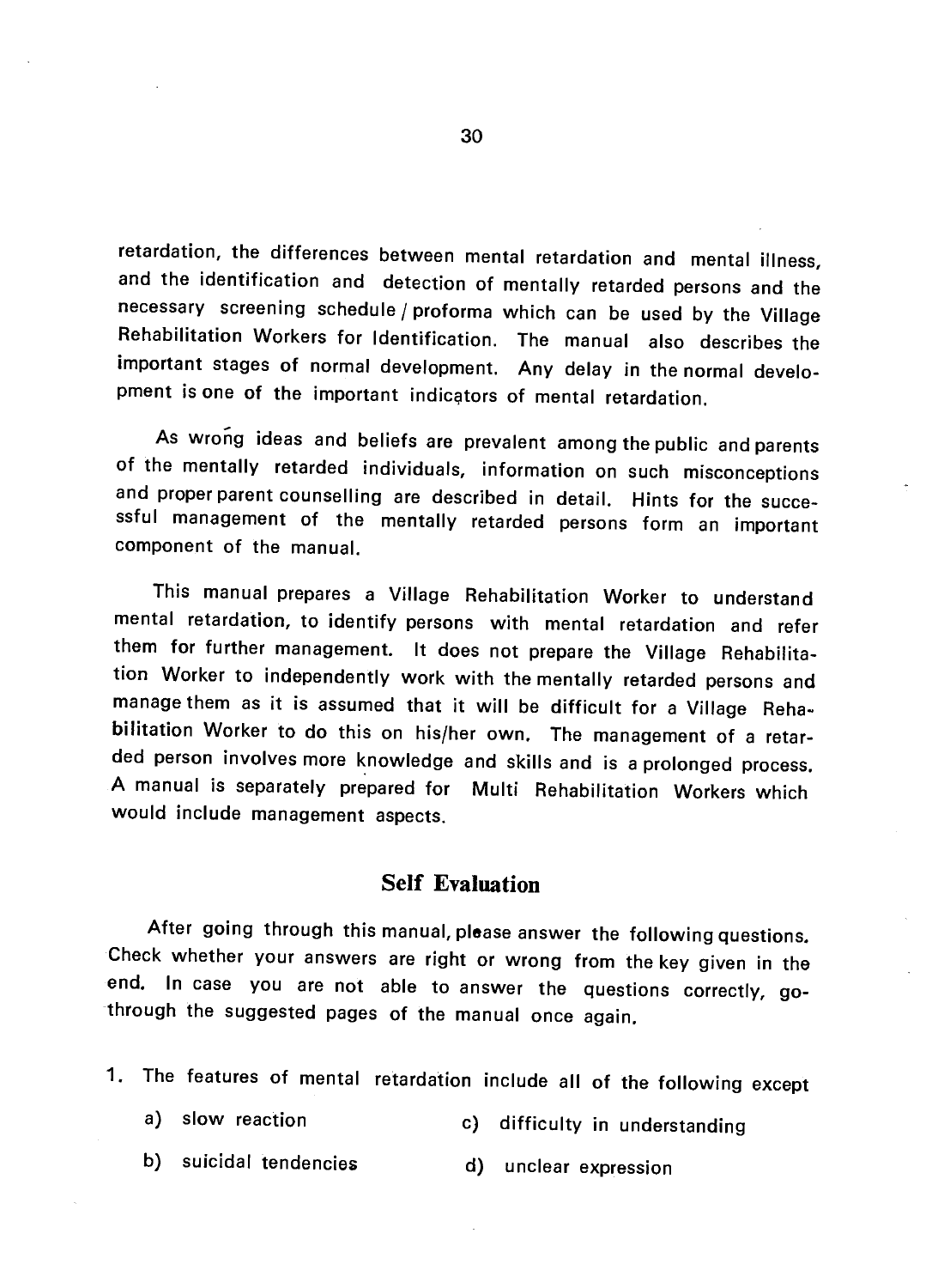retardation, the differences between mental retardation and mental illness, and the identification and detection of mentally retarded persons and the necessary screening schedule / proforma which can be used by the Village Rehabilitation Workers for Identification. The manual also describes the important stages of normal development. Any delay in the normal development is one of the important indicators of mental retardation.

As wrong ideas and beliefs are prevalent among the public and parents of the mentally retarded individuals, information on such misconceptions and proper parent counselling are described in detail. Hints for the successful management of the mentally retarded persons form an important component of the manual.

This manual prepares a Village Rehabilitation Worker to understand mental retardation, to identify persons with mental retardation and refer them for further management. It does not prepare the Village Rehabilitation Worker to independently work with the mentally retarded persons and manage them as it is assumed that it will be difficult for a Village Rehabilitation Worker to do this on his/her own. The management of a retarded person involves more knowledge and skills and is a prolonged process. A manual is separately prepared for Multi Rehabilitation Workers which would include management aspects.

## Self Evaluation

After going through this manual, please answer the following questions. Check whether your answers are right or wrong from the key given in the end. In case you are not able to answer the questions correctly, go-through the suggested pages of the manual once again.

1. The features of mental retardation include all of the following except

   a) slow reaction

   b) suicidal tendencies

   c) difficulty in understanding

   d) unclear expression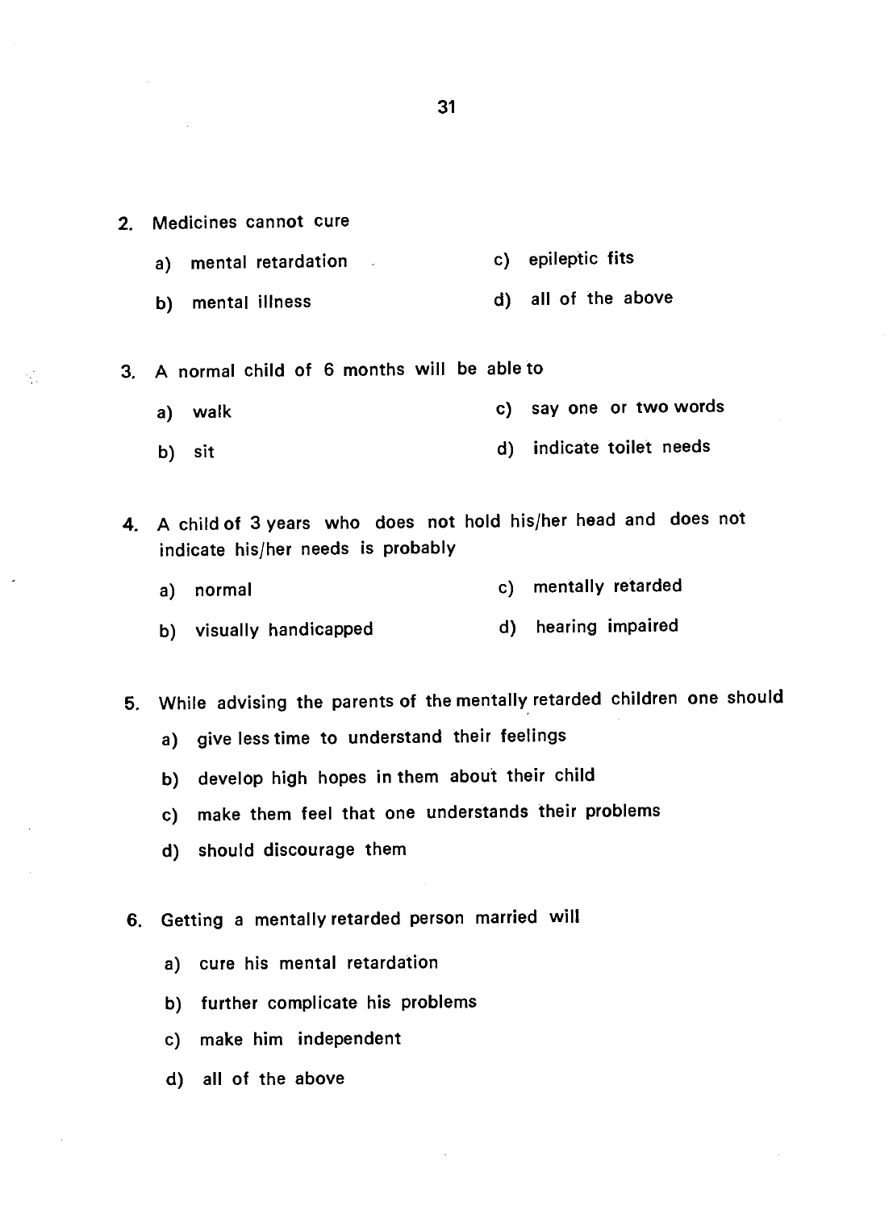2. Medicines cannot cure

   a) mental retardation
   b) mental illness
   c) epileptic fits
   d) all of the above

3. A normal child of 6 months will be able to

   a) walk
   b) sit
   c) say one or two words
   d) indicate toilet needs

4. A child of 3 years who does not hold his/her head and does not indicate his/her needs is probably

   a) normal
   b) visually handicapped
   c) mentally retarded
   d) hearing impaired

5. While advising the parents of the mentally retarded children one should

   a) give less time to understand their feelings
   b) develop high hopes in them about their child
   c) make them feel that one understands their problems
   d) should discourage them

6. Getting a mentally retarded person married will

   a) cure his mental retardation
   b) further complicate his problems
   c) make him independent
   d) all of the above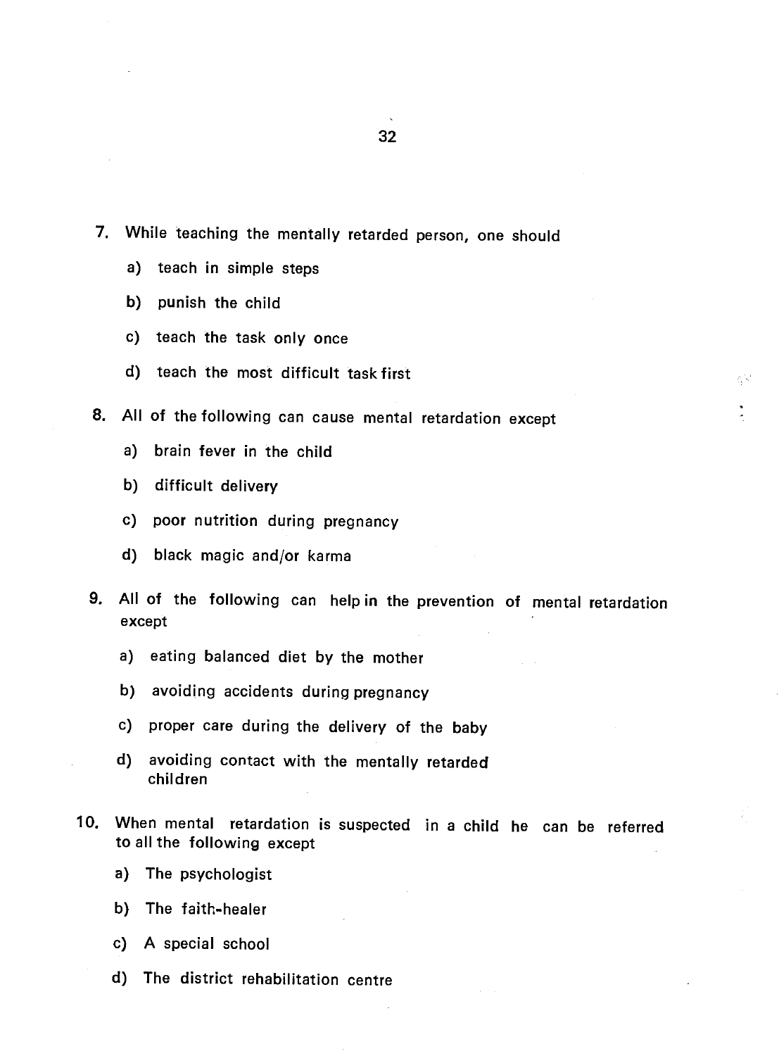7. While teaching the mentally retarded person, one should

    a) teach in simple steps

    b) punish the child

    c) teach the task only once

    d) teach the most difficult task first

8. All of the following can cause mental retardation except

    a) brain fever in the child

    b) difficult delivery

    c) poor nutrition during pregnancy

    d) black magic and/or karma

9. All of the following can help in the prevention of mental retardation except

    a) eating balanced diet by the mother

    b) avoiding accidents during pregnancy

    c) proper care during the delivery of the baby

    d) avoiding contact with the mentally retarded children

10. When mental retardation is suspected in a child he can be referred to all the following except

    a) The psychologist

    b) The faith-healer

    c) A special school

    d) The district rehabilitation centre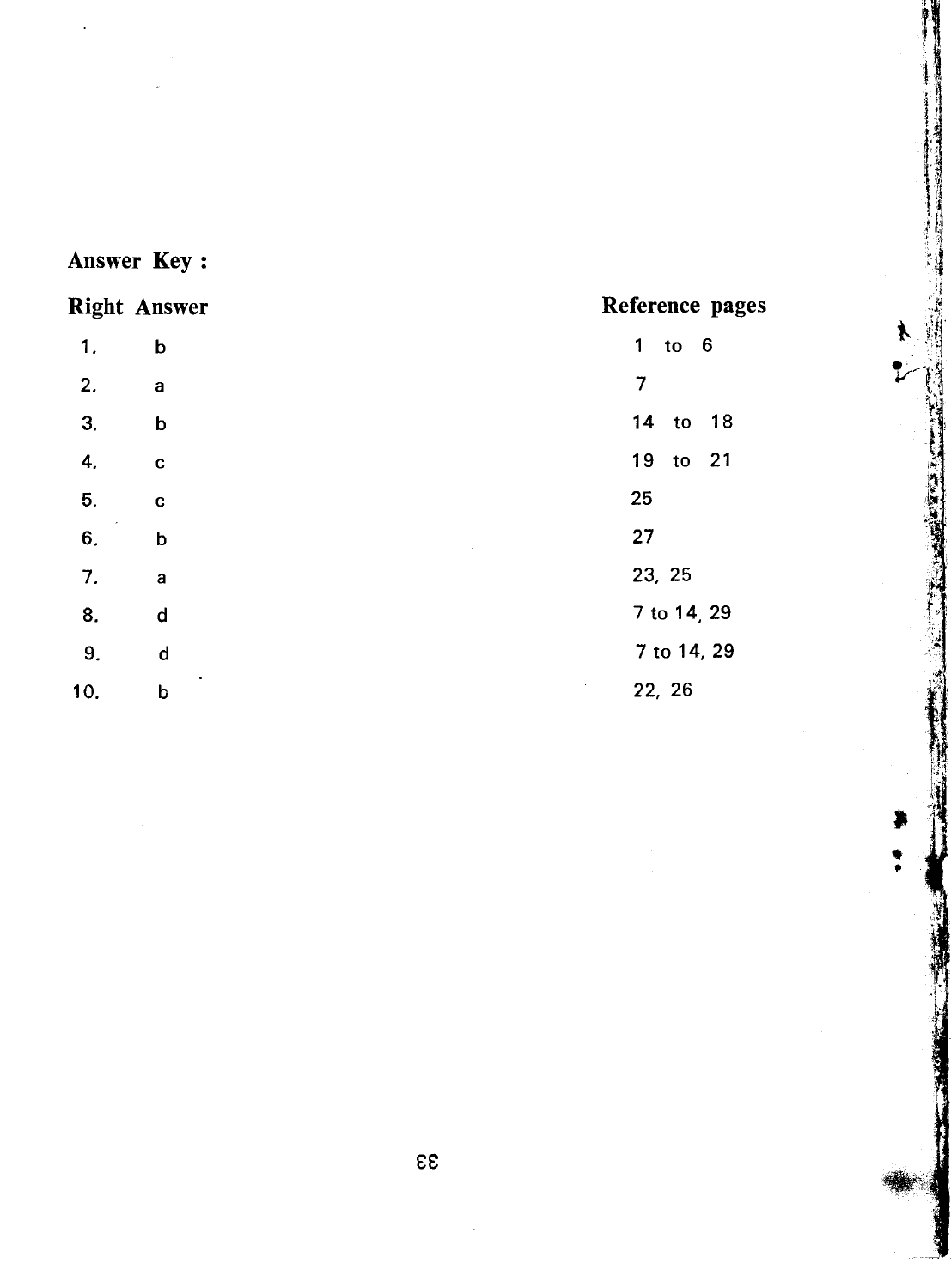**Answer Key :**

| Right Answer | | Reference pages |
|---|---|---|
| 1. | b | 1 to 6 |
| 2. | a | 7 |
| 3. | b | 14 to 18 |
| 4. | c | 19 to 21 |
| 5. | c | 25 |
| 6. | b | 27 |
| 7. | a | 23, 25 |
| 8. | d | 7 to 14, 29 |
| 9. | d | 7 to 14, 29 |
| 10. | b | 22, 26 |